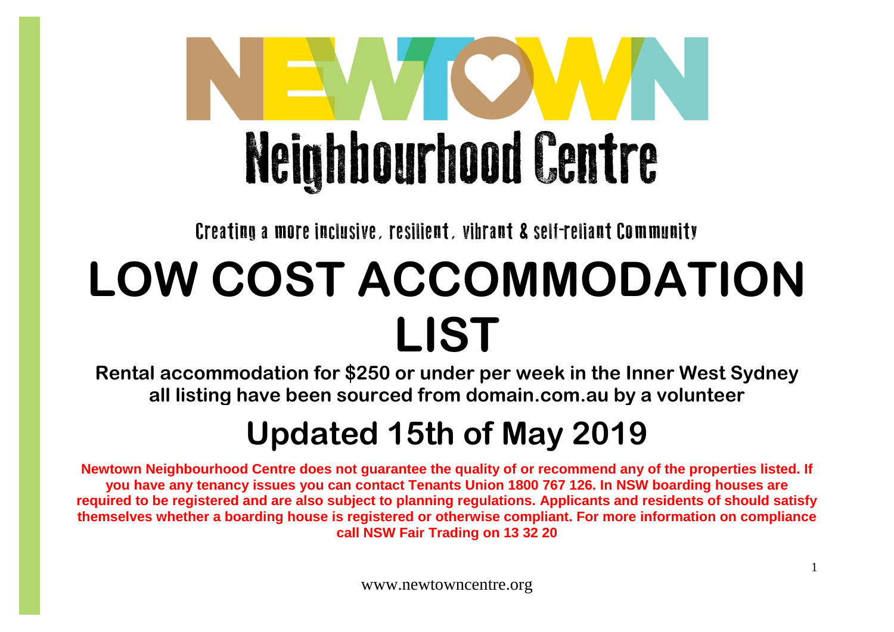# NEWTOWN Neighbourhood Centre

Creating a more inclusive, resilient, vibrant & self-reliant Community

# LOW COST ACCOMMODATION LIST

**Rental accommodation for $250 or under per week in the Inner West Sydney all listing have been sourced from domain.com.au by a volunteer**

## Updated 15th of May 2019

**Newtown Neighbourhood Centre does not guarantee the quality of or recommend any of the properties listed. If you have any tenancy issues you can contact Tenants Union 1800 767 126. In NSW boarding houses are required to be registered and are also subject to planning regulations. Applicants and residents of should satisfy themselves whether a boarding house is registered or otherwise compliant. For more information on compliance call NSW Fair Trading on 13 32 20**

www.newtowncentre.org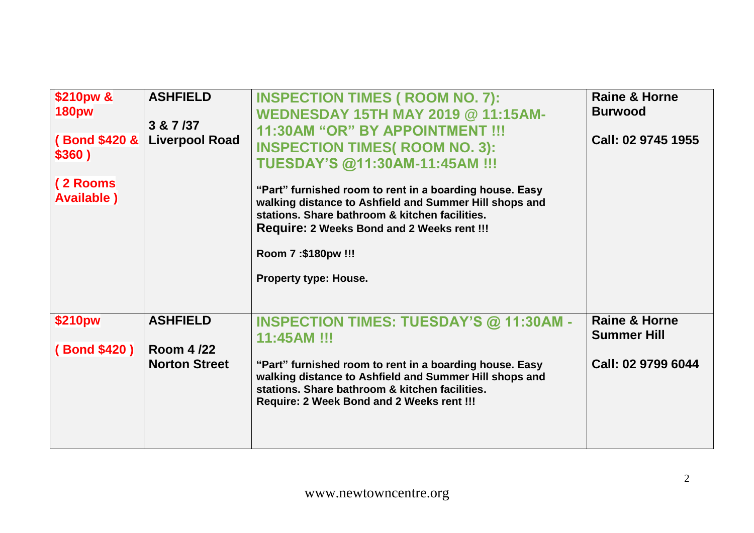| | | | |
|---|---|---|---|
| **$210pw & 180pw**<br><br>**( Bond $420 & $360 )**<br><br>**( 2 Rooms Available )** | **ASHFIELD**<br><br>**3 & 7 /37 Liverpool Road** | **INSPECTION TIMES ( ROOM NO. 7): WEDNESDAY 15TH MAY 2019 @ 11:15AM-11:30AM "OR" BY APPOINTMENT !!! INSPECTION TIMES( ROOM NO. 3): TUESDAY'S @11:30AM-11:45AM !!!**<br><br>**"Part" furnished room to rent in a boarding house. Easy walking distance to Ashfield and Summer Hill shops and stations. Share bathroom & kitchen facilities. Require: 2 Weeks Bond and 2 Weeks rent !!!**<br><br>**Room 7 :$180pw !!!**<br><br>**Property type: House.** | **Raine & Horne Burwood**<br><br>**Call: 02 9745 1955** |
| **$210pw**<br><br>**( Bond $420 )** | **ASHFIELD**<br><br>**Room 4 /22 Norton Street** | **INSPECTION TIMES: TUESDAY'S @ 11:30AM - 11:45AM !!!**<br><br>**"Part" furnished room to rent in a boarding house. Easy walking distance to Ashfield and Summer Hill shops and stations. Share bathroom & kitchen facilities. Require: 2 Week Bond and 2 Weeks rent !!!** | **Raine & Horne Summer Hill**<br><br>**Call: 02 9799 6044** |

www.newtowncentre.org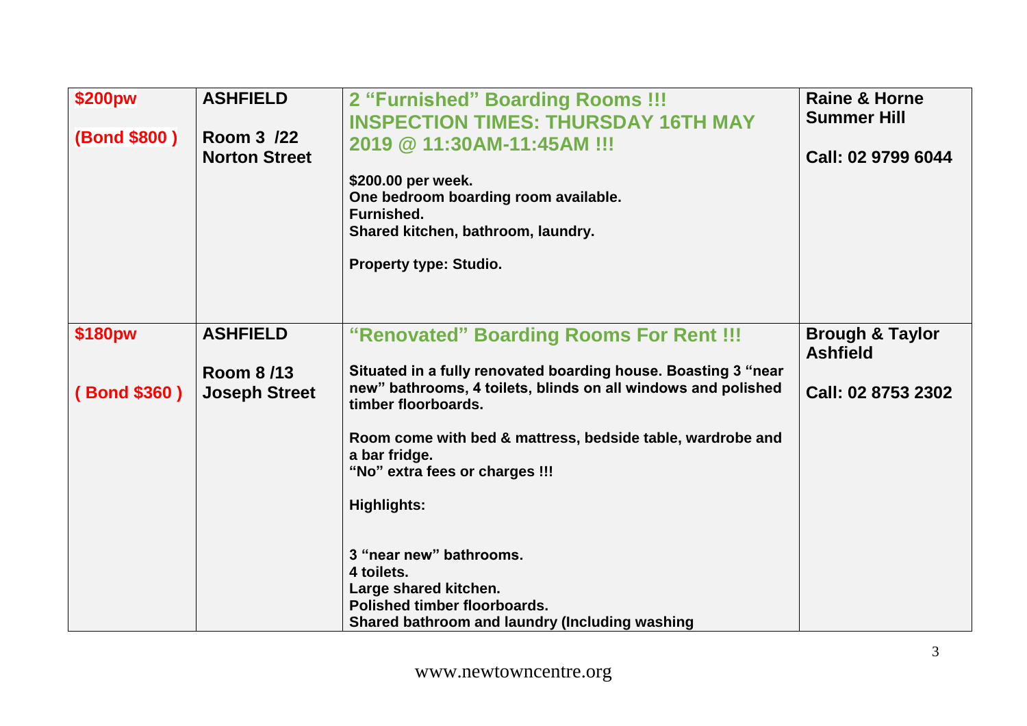| | | | |
|---|---|---|---|
| **$200pw**<br><br>**(Bond $800 )** | **ASHFIELD**<br><br>**Room 3 /22 Norton Street** | **2 "Furnished" Boarding Rooms !!! INSPECTION TIMES: THURSDAY 16TH MAY 2019 @ 11:30AM-11:45AM !!!**<br><br>**$200.00 per week.**<br>**One bedroom boarding room available.**<br>**Furnished.**<br>**Shared kitchen, bathroom, laundry.**<br><br>**Property type: Studio.** | **Raine & Horne Summer Hill**<br><br>**Call: 02 9799 6044** |
| **$180pw**<br><br>**( Bond $360 )** | **ASHFIELD**<br><br>**Room 8 /13 Joseph Street** | **"Renovated" Boarding Rooms For Rent !!!**<br><br>**Situated in a fully renovated boarding house. Boasting 3 "near new" bathrooms, 4 toilets, blinds on all windows and polished timber floorboards.**<br><br>**Room come with bed & mattress, bedside table, wardrobe and a bar fridge.**<br>**"No" extra fees or charges !!!**<br><br>**Highlights:**<br><br>**3 "near new" bathrooms.**<br>**4 toilets.**<br>**Large shared kitchen.**<br>**Polished timber floorboards.**<br>**Shared bathroom and laundry (Including washing** | **Brough & Taylor Ashfield**<br><br>**Call: 02 8753 2302** |

www.newtowncentre.org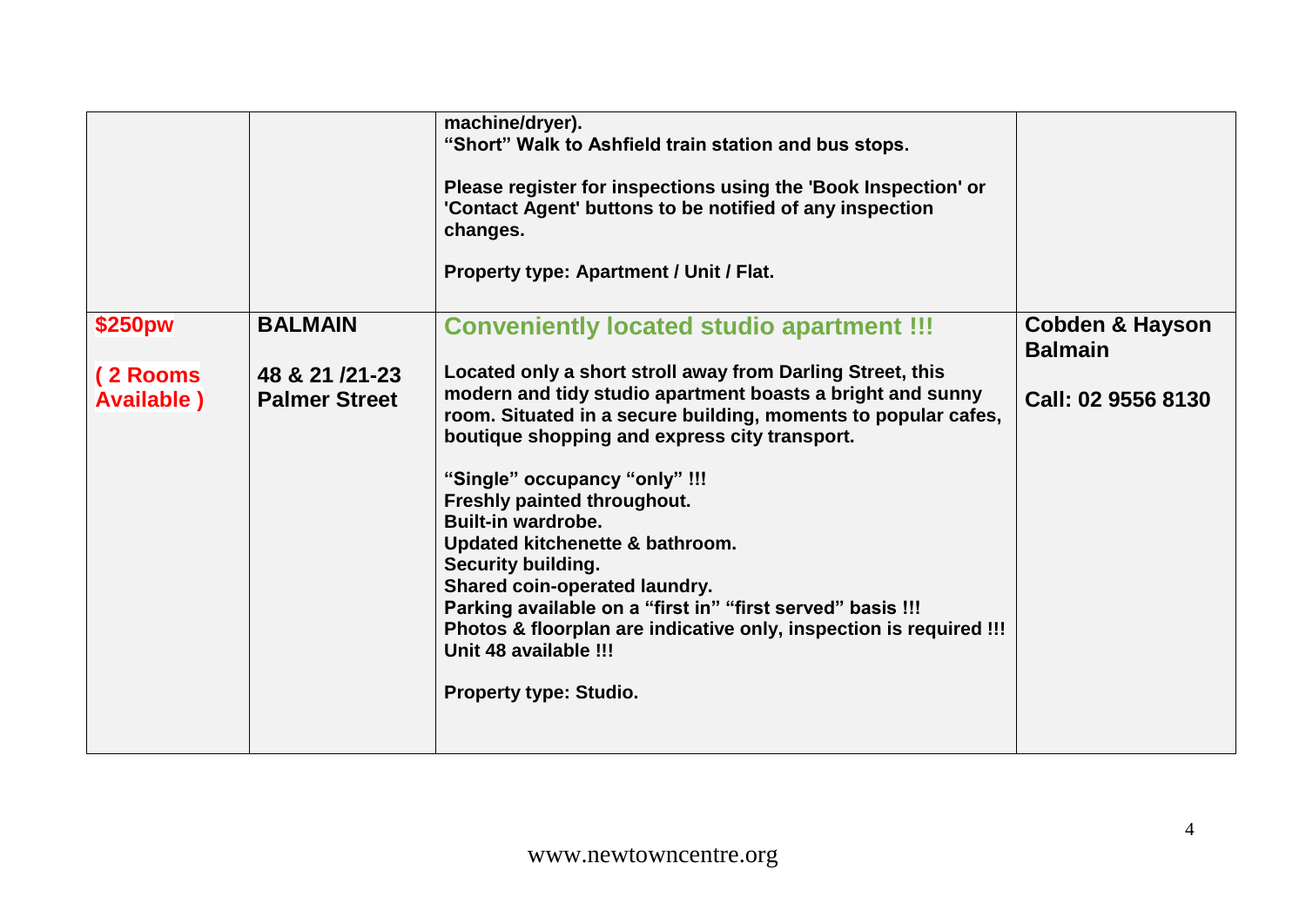| | | | |
|---|---|---|---|
| | | **machine/dryer).**<br>**"Short" Walk to Ashfield train station and bus stops.**<br><br>**Please register for inspections using the 'Book Inspection' or 'Contact Agent' buttons to be notified of any inspection changes.**<br><br>**Property type: Apartment / Unit / Flat.** | |
| **$250pw**<br><br>**( 2 Rooms Available )** | **BALMAIN**<br><br>**48 & 21 /21-23 Palmer Street** | **Conveniently located studio apartment !!!**<br><br>**Located only a short stroll away from Darling Street, this modern and tidy studio apartment boasts a bright and sunny room. Situated in a secure building, moments to popular cafes, boutique shopping and express city transport.**<br><br>**"Single" occupancy "only" !!!**<br>**Freshly painted throughout.**<br>**Built-in wardrobe.**<br>**Updated kitchenette & bathroom.**<br>**Security building.**<br>**Shared coin-operated laundry.**<br>**Parking available on a "first in" "first served" basis !!!**<br>**Photos & floorplan are indicative only, inspection is required !!!**<br>**Unit 48 available !!!**<br><br>**Property type: Studio.** | **Cobden & Hayson Balmain**<br><br>**Call: 02 9556 8130** |

www.newtowncentre.org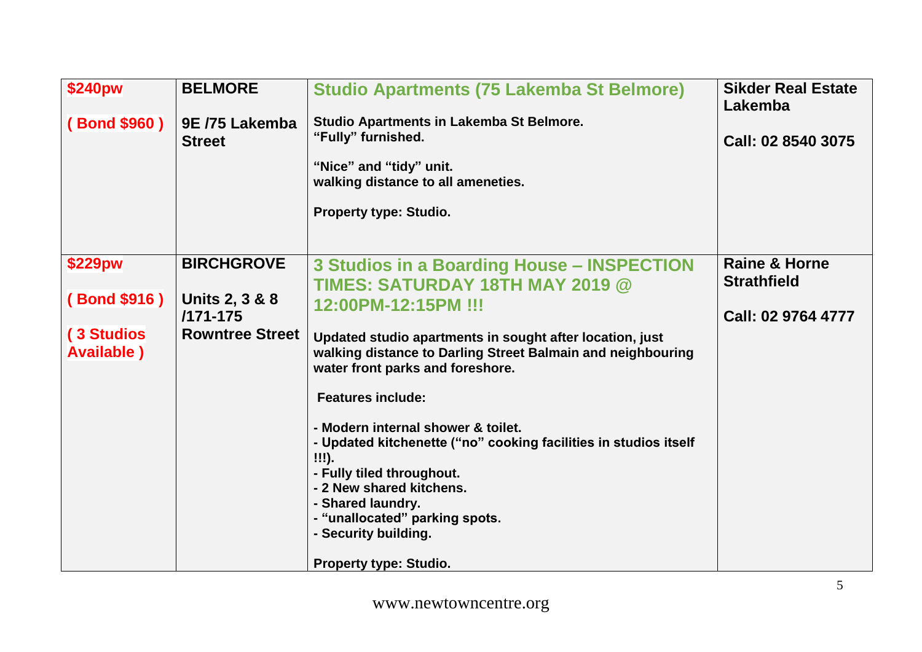| | | | |
|---|---|---|---|
| **$240pw**<br><br>**( Bond $960 )** | **BELMORE**<br><br>**9E /75 Lakemba Street** | **Studio Apartments (75 Lakemba St Belmore)**<br><br>**Studio Apartments in Lakemba St Belmore.**<br>**"Fully" furnished.**<br><br>**"Nice" and "tidy" unit.**<br>**walking distance to all ameneties.**<br><br>**Property type: Studio.** | **Sikder Real Estate Lakemba**<br><br>**Call: 02 8540 3075** |
| **$229pw**<br><br>**( Bond $916 )**<br><br>**( 3 Studios Available )** | **BIRCHGROVE**<br><br>**Units 2, 3 & 8 /171-175 Rowntree Street** | **3 Studios in a Boarding House – INSPECTION TIMES: SATURDAY 18TH MAY 2019 @ 12:00PM-12:15PM !!!**<br><br>**Updated studio apartments in sought after location, just walking distance to Darling Street Balmain and neighbouring water front parks and foreshore.**<br><br>**Features include:**<br><br>**- Modern internal shower & toilet.**<br>**- Updated kitchenette ("no" cooking facilities in studios itself !!!).**<br>**- Fully tiled throughout.**<br>**- 2 New shared kitchens.**<br>**- Shared laundry.**<br>**- "unallocated" parking spots.**<br>**- Security building.**<br><br>**Property type: Studio.** | **Raine & Horne Strathfield**<br><br>**Call: 02 9764 4777** |

www.newtowncentre.org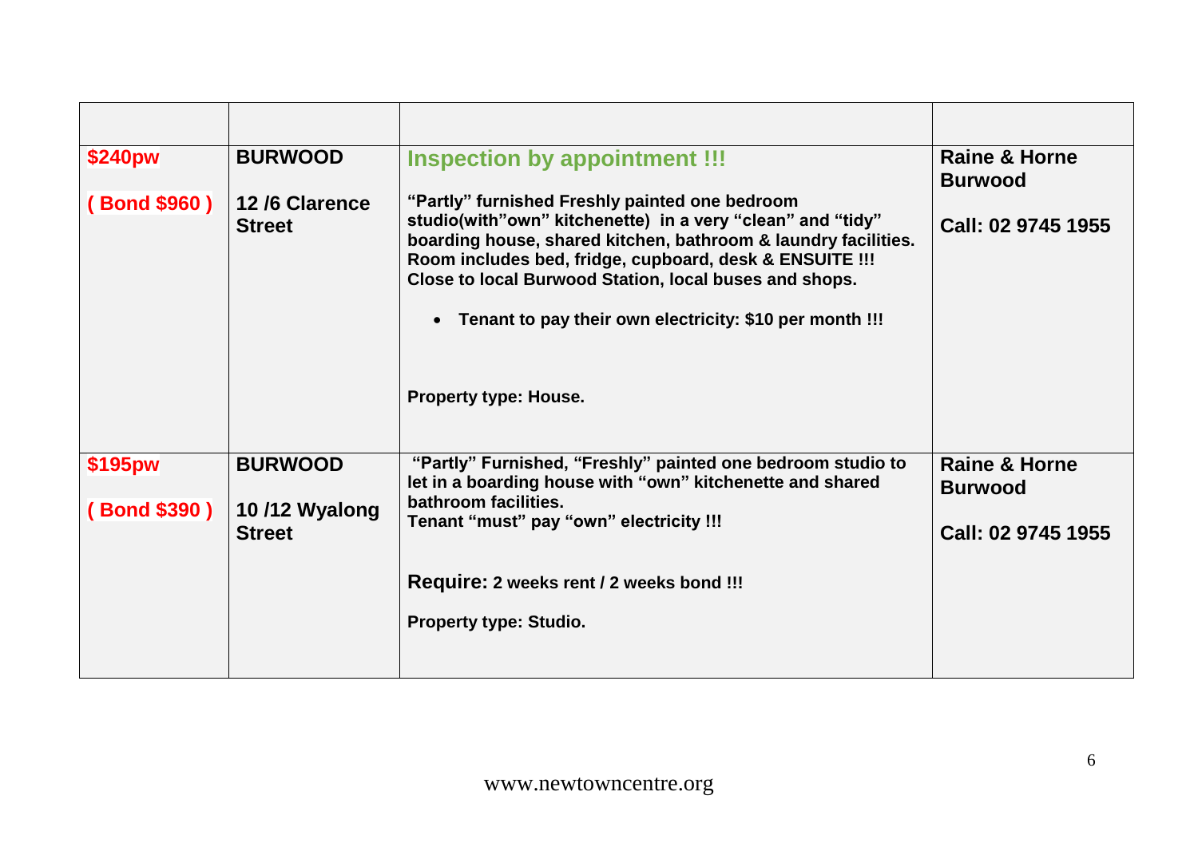| | | | |
|---|---|---|---|
| **$240pw**<br><br>**( Bond $960 )** | **BURWOOD**<br><br>**12 /6 Clarence Street** | **Inspection by appointment !!!**<br><br>**"Partly" furnished Freshly painted one bedroom studio(with"own" kitchenette) in a very "clean" and "tidy" boarding house, shared kitchen, bathroom & laundry facilities. Room includes bed, fridge, cupboard, desk & ENSUITE !!! Close to local Burwood Station, local buses and shops.**<br><br>• **Tenant to pay their own electricity: $10 per month !!!**<br><br>**Property type: House.** | **Raine & Horne Burwood**<br><br>**Call: 02 9745 1955** |
| **$195pw**<br><br>**( Bond $390 )** | **BURWOOD**<br><br>**10 /12 Wyalong Street** | **"Partly" Furnished, "Freshly" painted one bedroom studio to let in a boarding house with "own" kitchenette and shared bathroom facilities.**<br>**Tenant "must" pay "own" electricity !!!**<br><br>**Require: 2 weeks rent / 2 weeks bond !!!**<br><br>**Property type: Studio.** | **Raine & Horne Burwood**<br><br>**Call: 02 9745 1955** |

www.newtowncentre.org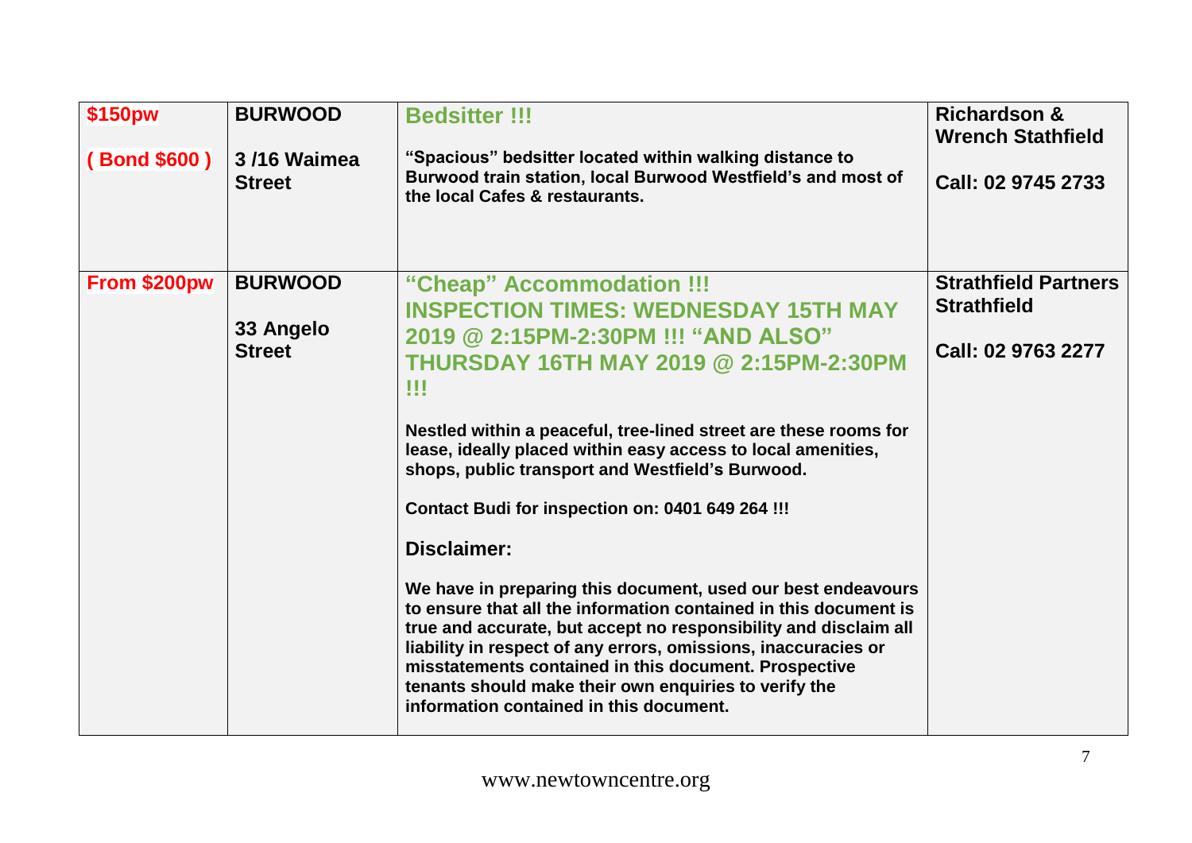| | | | |
|---|---|---|---|
| **$150pw**<br><br>**( Bond $600 )** | **BURWOOD**<br><br>**3 /16 Waimea Street** | **Bedsitter !!!**<br><br>**"Spacious" bedsitter located within walking distance to Burwood train station, local Burwood Westfield's and most of the local Cafes & restaurants.** | **Richardson & Wrench Stathfield**<br><br>**Call: 02 9745 2733** |
| **From $200pw** | **BURWOOD**<br><br>**33 Angelo Street** | **"Cheap" Accommodation !!!**<br>**INSPECTION TIMES: WEDNESDAY 15TH MAY 2019 @ 2:15PM-2:30PM !!! "AND ALSO" THURSDAY 16TH MAY 2019 @ 2:15PM-2:30PM !!!**<br><br>**Nestled within a peaceful, tree-lined street are these rooms for lease, ideally placed within easy access to local amenities, shops, public transport and Westfield's Burwood.**<br><br>**Contact Budi for inspection on: 0401 649 264 !!!**<br><br>**Disclaimer:**<br><br>**We have in preparing this document, used our best endeavours to ensure that all the information contained in this document is true and accurate, but accept no responsibility and disclaim all liability in respect of any errors, omissions, inaccuracies or misstatements contained in this document. Prospective tenants should make their own enquiries to verify the information contained in this document.** | **Strathfield Partners Strathfield**<br><br>**Call: 02 9763 2277** |

www.newtowncentre.org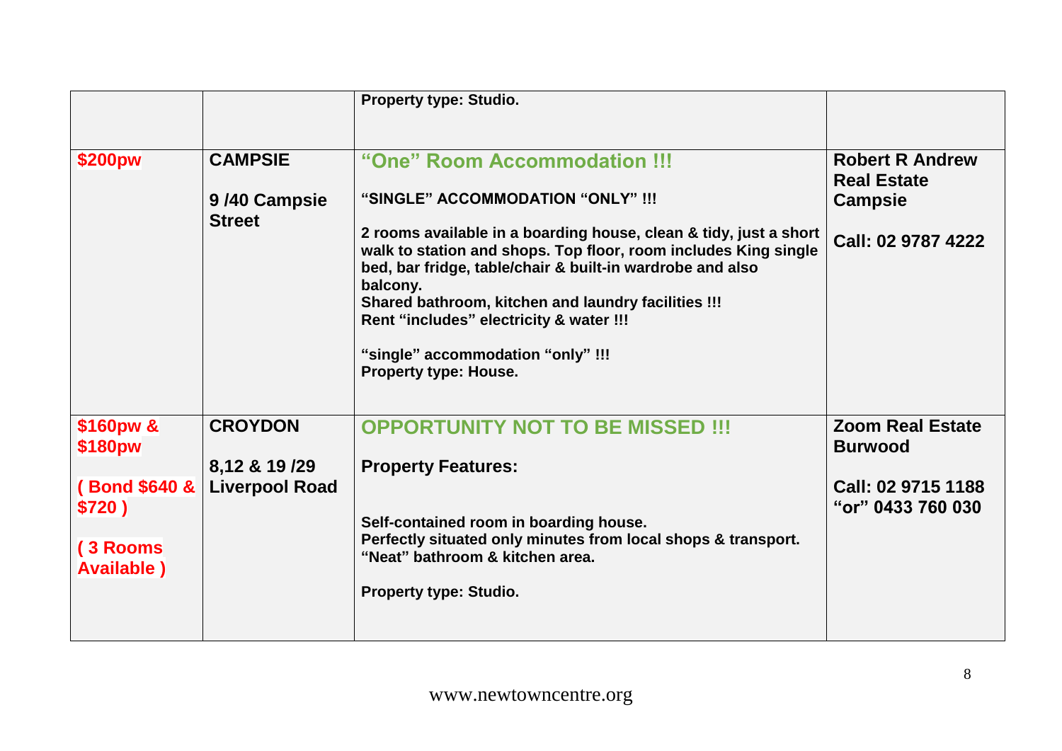| | | | |
|---|---|---|---|
| | | **Property type: Studio.** | |
| **$200pw** | **CAMPSIE**<br><br>**9 /40 Campsie Street** | **"One" Room Accommodation !!!**<br><br>**"SINGLE" ACCOMMODATION "ONLY" !!!**<br><br>**2 rooms available in a boarding house, clean & tidy, just a short walk to station and shops. Top floor, room includes King single bed, bar fridge, table/chair & built-in wardrobe and also balcony.**<br>**Shared bathroom, kitchen and laundry facilities !!!**<br>**Rent "includes" electricity & water !!!**<br><br>**"single" accommodation "only" !!!**<br>**Property type: House.** | **Robert R Andrew Real Estate Campsie**<br><br>**Call: 02 9787 4222** |
| **$160pw & $180pw**<br><br>**( Bond $640 & $720 )**<br><br>**( 3 Rooms Available )** | **CROYDON**<br><br>**8,12 & 19 /29 Liverpool Road** | **OPPORTUNITY NOT TO BE MISSED !!!**<br><br>**Property Features:**<br><br>**Self-contained room in boarding house.**<br>**Perfectly situated only minutes from local shops & transport.**<br>**"Neat" bathroom & kitchen area.**<br><br>**Property type: Studio.** | **Zoom Real Estate Burwood**<br><br>**Call: 02 9715 1188 "or" 0433 760 030** |

www.newtowncentre.org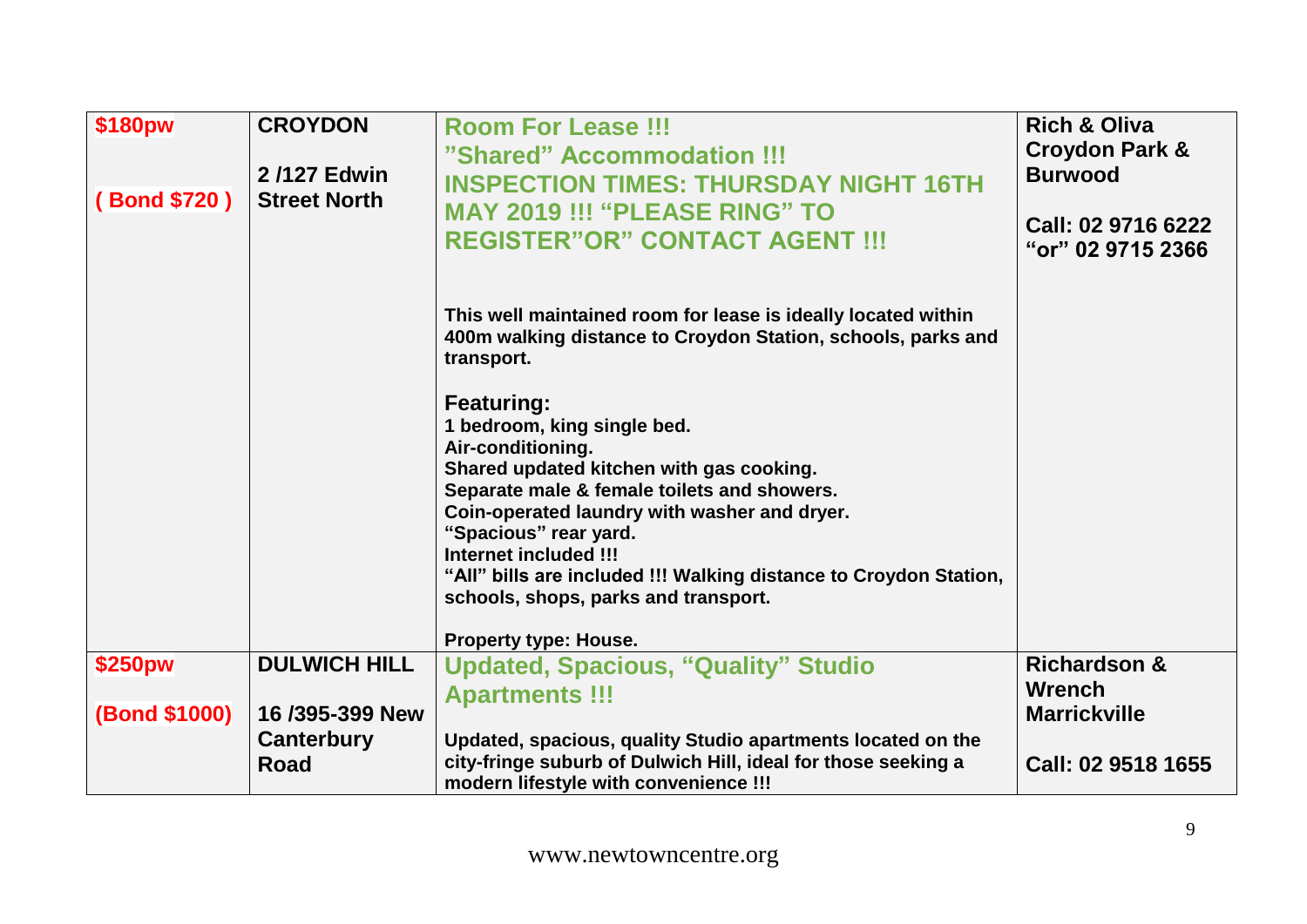| | | | |
|---|---|---|---|
| **$180pw**<br><br>**( Bond $720 )** | **CROYDON**<br><br>**2 /127 Edwin Street North** | **Room For Lease !!! "Shared" Accommodation !!! INSPECTION TIMES: THURSDAY NIGHT 16TH MAY 2019 !!! "PLEASE RING" TO REGISTER"OR" CONTACT AGENT !!!**<br><br>**This well maintained room for lease is ideally located within 400m walking distance to Croydon Station, schools, parks and transport.**<br><br>**Featuring:**<br>**1 bedroom, king single bed.**<br>**Air-conditioning.**<br>**Shared updated kitchen with gas cooking.**<br>**Separate male & female toilets and showers.**<br>**Coin-operated laundry with washer and dryer.**<br>**"Spacious" rear yard.**<br>**Internet included !!!**<br>**"All" bills are included !!! Walking distance to Croydon Station, schools, shops, parks and transport.**<br><br>**Property type: House.** | **Rich & Oliva Croydon Park & Burwood**<br><br>**Call: 02 9716 6222 "or" 02 9715 2366** |
| **$250pw**<br><br>**(Bond $1000)** | **DULWICH HILL**<br><br>**16 /395-399 New Canterbury Road** | **Updated, Spacious, "Quality" Studio Apartments !!!**<br><br>**Updated, spacious, quality Studio apartments located on the city-fringe suburb of Dulwich Hill, ideal for those seeking a modern lifestyle with convenience !!!** | **Richardson & Wrench Marrickville**<br><br>**Call: 02 9518 1655** |

www.newtowncentre.org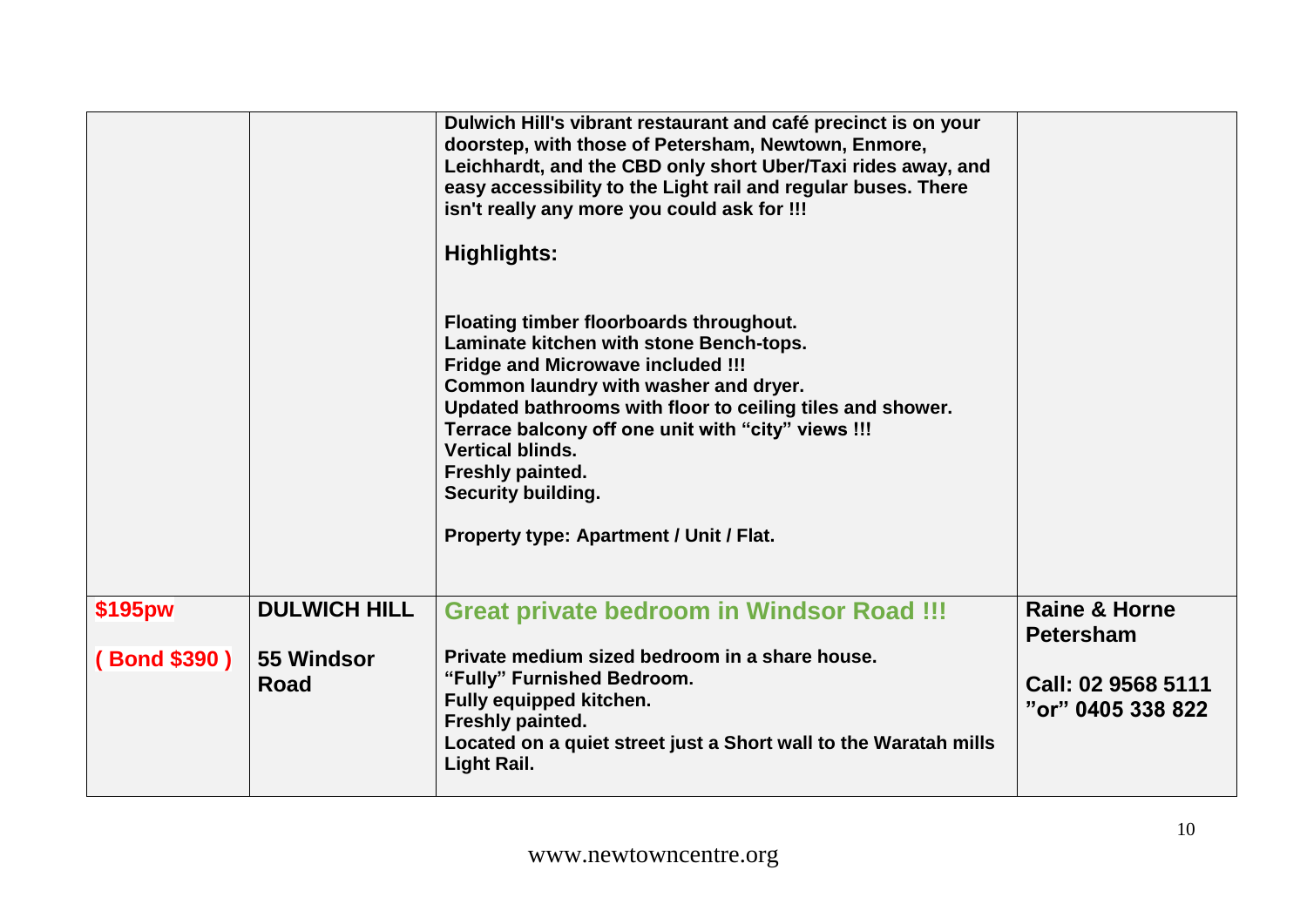| | | | |
|---|---|---|---|
| | | **Dulwich Hill's vibrant restaurant and café precinct is on your doorstep, with those of Petersham, Newtown, Enmore, Leichhardt, and the CBD only short Uber/Taxi rides away, and easy accessibility to the Light rail and regular buses. There isn't really any more you could ask for !!!**<br><br>**Highlights:**<br><br>**Floating timber floorboards throughout.**<br>**Laminate kitchen with stone Bench-tops.**<br>**Fridge and Microwave included !!!**<br>**Common laundry with washer and dryer.**<br>**Updated bathrooms with floor to ceiling tiles and shower.**<br>**Terrace balcony off one unit with "city" views !!!**<br>**Vertical blinds.**<br>**Freshly painted.**<br>**Security building.**<br><br>**Property type: Apartment / Unit / Flat.** | |
| **$195pw**<br><br>**( Bond $390 )** | **DULWICH HILL**<br><br>**55 Windsor Road** | **Great private bedroom in Windsor Road !!!**<br><br>**Private medium sized bedroom in a share house.**<br>**"Fully" Furnished Bedroom.**<br>**Fully equipped kitchen.**<br>**Freshly painted.**<br>**Located on a quiet street just a Short wall to the Waratah mills Light Rail.** | **Raine & Horne Petersham**<br><br>**Call: 02 9568 5111 "or" 0405 338 822** |

www.newtowncentre.org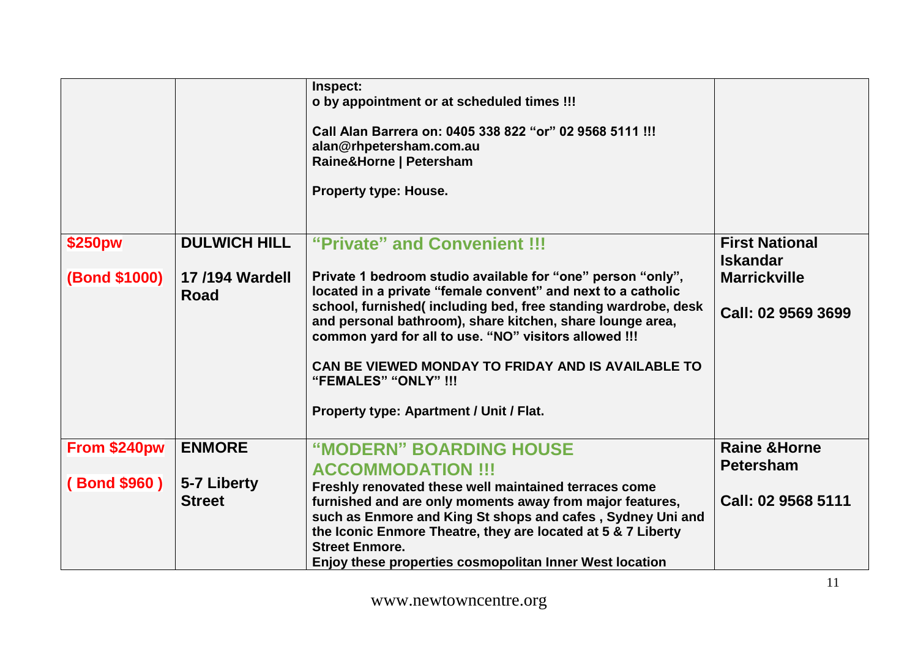| | | | |
|---|---|---|---|
| | | **Inspect:**<br>**o by appointment or at scheduled times !!!**<br><br>**Call Alan Barrera on: 0405 338 822 "or" 02 9568 5111 !!!**<br>**alan@rhpetersham.com.au**<br>**Raine&Horne \| Petersham**<br><br>**Property type: House.** | |
| **$250pw**<br><br>**(Bond $1000)** | **DULWICH HILL**<br><br>**17 /194 Wardell Road** | **"Private" and Convenient !!!**<br><br>**Private 1 bedroom studio available for "one" person "only", located in a private "female convent" and next to a catholic school, furnished( including bed, free standing wardrobe, desk and personal bathroom), share kitchen, share lounge area, common yard for all to use. "NO" visitors allowed !!!**<br><br>**CAN BE VIEWED MONDAY TO FRIDAY AND IS AVAILABLE TO "FEMALES" "ONLY" !!!**<br><br>**Property type: Apartment / Unit / Flat.** | **First National Iskandar Marrickville**<br><br>**Call: 02 9569 3699** |
| **From $240pw**<br><br>**( Bond $960 )** | **ENMORE**<br><br>**5-7 Liberty Street** | **"MODERN" BOARDING HOUSE ACCOMMODATION !!!**<br>**Freshly renovated these well maintained terraces come furnished and are only moments away from major features, such as Enmore and King St shops and cafes , Sydney Uni and the Iconic Enmore Theatre, they are located at 5 & 7 Liberty Street Enmore.**<br>**Enjoy these properties cosmopolitan Inner West location** | **Raine &Horne Petersham**<br><br>**Call: 02 9568 5111** |

www.newtowncentre.org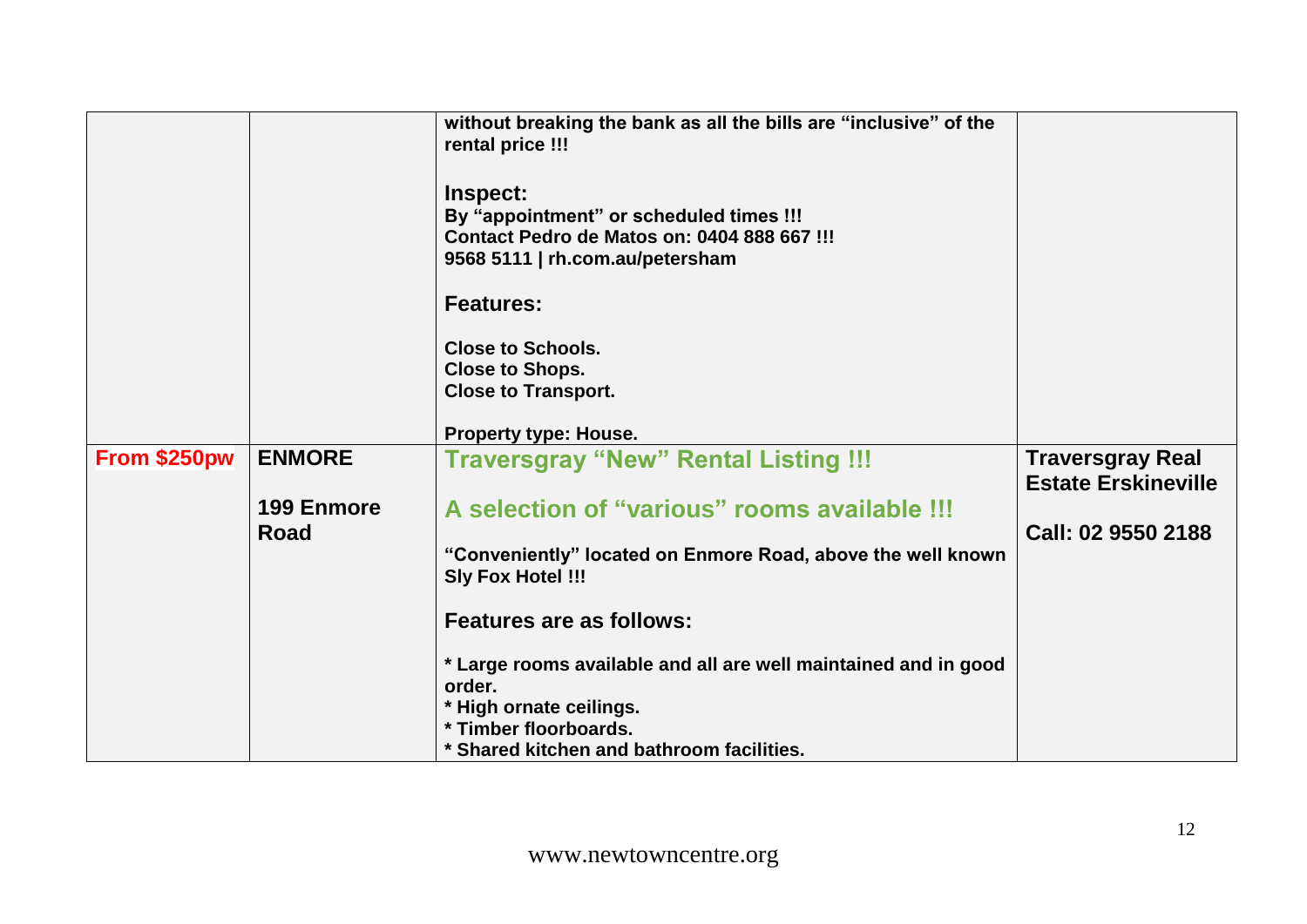| | | | |
|---|---|---|---|
| | | **without breaking the bank as all the bills are "inclusive" of the rental price !!!**<br><br>**Inspect:**<br>**By "appointment" or scheduled times !!!**<br>**Contact Pedro de Matos on: 0404 888 667 !!!**<br>**9568 5111 \| rh.com.au/petersham**<br><br>**Features:**<br><br>**Close to Schools.**<br>**Close to Shops.**<br>**Close to Transport.**<br><br>**Property type: House.** | |
| **From $250pw** | **ENMORE**<br><br>**199 Enmore Road** | **Traversgray "New" Rental Listing !!!**<br><br>**A selection of "various" rooms available !!!**<br><br>**"Conveniently" located on Enmore Road, above the well known Sly Fox Hotel !!!**<br><br>**Features are as follows:**<br><br>**\* Large rooms available and all are well maintained and in good order.**<br>**\* High ornate ceilings.**<br>**\* Timber floorboards.**<br>**\* Shared kitchen and bathroom facilities.** | **Traversgray Real Estate Erskineville**<br><br>**Call: 02 9550 2188** |

www.newtowncentre.org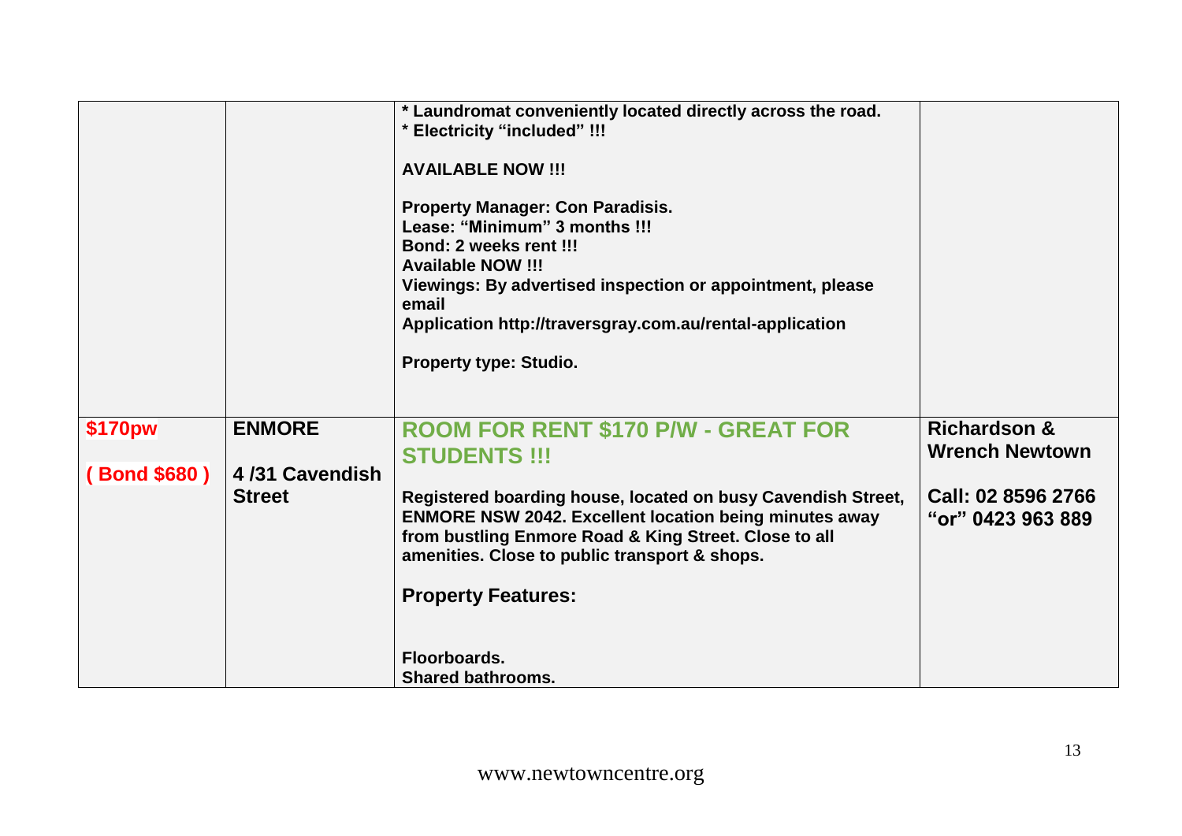| | | | |
|---|---|---|---|
| | | * Laundromat conveniently located directly across the road.<br>* Electricity "included" !!!<br><br>AVAILABLE NOW !!!<br><br>Property Manager: Con Paradisis.<br>Lease: "Minimum" 3 months !!!<br>Bond: 2 weeks rent !!!<br>Available NOW !!!<br>Viewings: By advertised inspection or appointment, please email<br>Application http://traversgray.com.au/rental-application<br><br>Property type: Studio. | |
| **$170pw**<br><br>**( Bond $680 )** | **ENMORE**<br><br>**4 /31 Cavendish Street** | **ROOM FOR RENT $170 P/W - GREAT FOR STUDENTS !!!**<br><br>Registered boarding house, located on busy Cavendish Street, ENMORE NSW 2042. Excellent location being minutes away from bustling Enmore Road & King Street. Close to all amenities. Close to public transport & shops.<br><br>**Property Features:**<br><br>Floorboards.<br>Shared bathrooms. | **Richardson & Wrench Newtown**<br><br>**Call: 02 8596 2766 "or" 0423 963 889** |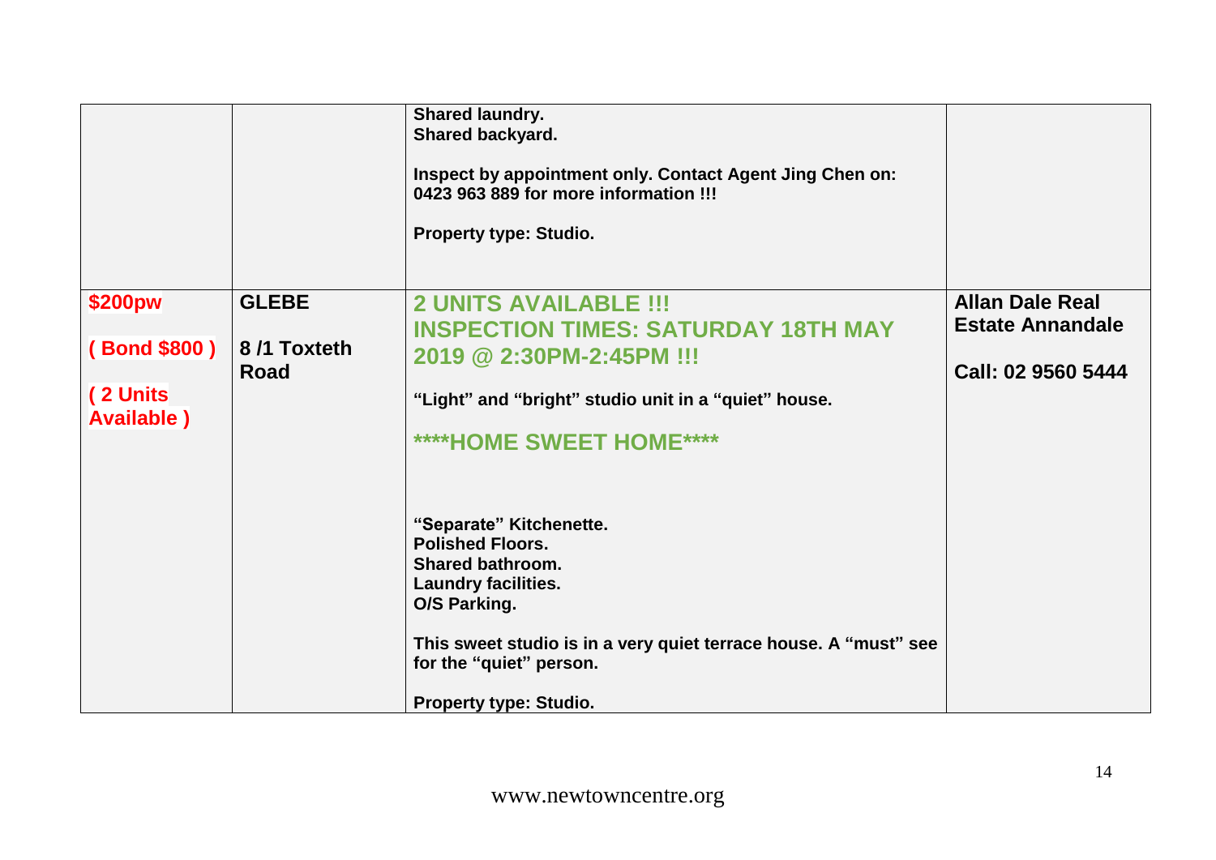| | | | |
|---|---|---|---|
| | | **Shared laundry.**<br>**Shared backyard.**<br><br>**Inspect by appointment only. Contact Agent Jing Chen on: 0423 963 889 for more information !!!**<br><br>**Property type: Studio.** | |
| **$200pw**<br><br>**( Bond $800 )**<br><br>**( 2 Units Available )** | **GLEBE**<br><br>**8 /1 Toxteth Road** | **2 UNITS AVAILABLE !!!**<br>**INSPECTION TIMES: SATURDAY 18TH MAY 2019 @ 2:30PM-2:45PM !!!**<br><br>**"Light" and "bright" studio unit in a "quiet" house.**<br><br>**\*\*\*\*HOME SWEET HOME\*\*\*\***<br><br>**"Separate" Kitchenette.**<br>**Polished Floors.**<br>**Shared bathroom.**<br>**Laundry facilities.**<br>**O/S Parking.**<br><br>**This sweet studio is in a very quiet terrace house. A "must" see for the "quiet" person.**<br><br>**Property type: Studio.** | **Allan Dale Real Estate Annandale**<br><br>**Call: 02 9560 5444** |

www.newtowncentre.org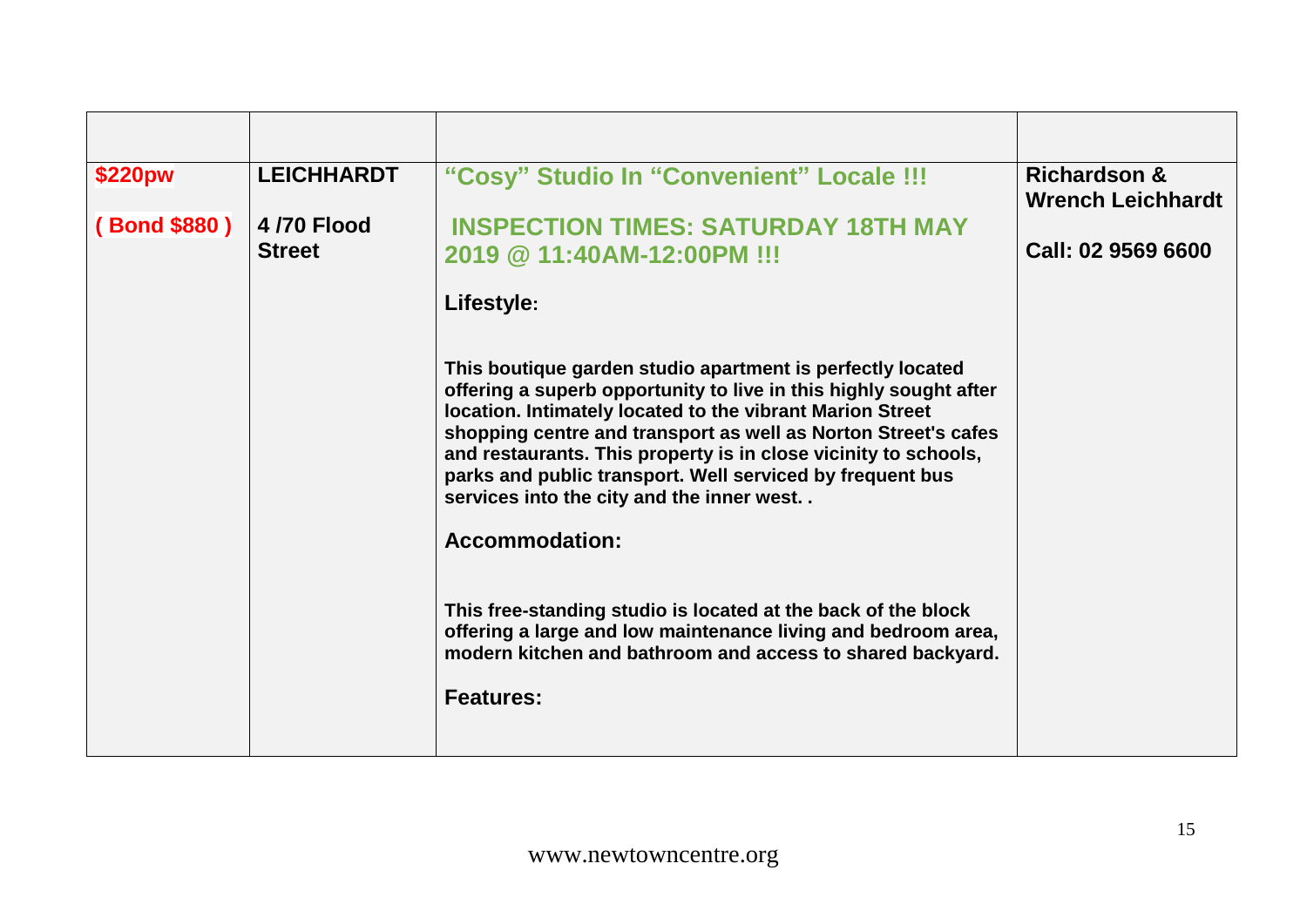| | | | |
|---|---|---|---|
| **$220pw**<br><br>**( Bond $880 )** | **LEICHHARDT**<br><br>**4 /70 Flood Street** | **“Cosy” Studio In “Convenient” Locale !!!**<br><br>**INSPECTION TIMES: SATURDAY 18TH MAY 2019 @ 11:40AM-12:00PM !!!**<br><br>**Lifestyle:**<br><br>**This boutique garden studio apartment is perfectly located offering a superb opportunity to live in this highly sought after location. Intimately located to the vibrant Marion Street shopping centre and transport as well as Norton Street's cafes and restaurants. This property is in close vicinity to schools, parks and public transport. Well serviced by frequent bus services into the city and the inner west. .**<br><br>**Accommodation:**<br><br>**This free-standing studio is located at the back of the block offering a large and low maintenance living and bedroom area, modern kitchen and bathroom and access to shared backyard.**<br><br>**Features:** | **Richardson & Wrench Leichhardt**<br><br>**Call: 02 9569 6600** |

www.newtowncentre.org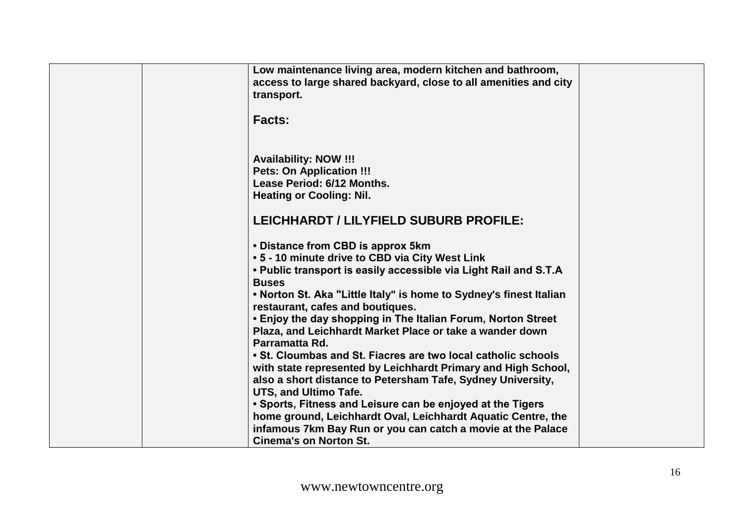| | | | |
|---|---|---|---|
| | | **Low maintenance living area, modern kitchen and bathroom, access to large shared backyard, close to all amenities and city transport.**<br><br>**Facts:**<br><br>**Availability: NOW !!!**<br>**Pets: On Application !!!**<br>**Lease Period: 6/12 Months.**<br>**Heating or Cooling: Nil.**<br><br>**LEICHHARDT / LILYFIELD SUBURB PROFILE:**<br><br>**• Distance from CBD is approx 5km**<br>**• 5 - 10 minute drive to CBD via City West Link**<br>**• Public transport is easily accessible via Light Rail and S.T.A Buses**<br>**• Norton St. Aka "Little Italy" is home to Sydney's finest Italian restaurant, cafes and boutiques.**<br>**• Enjoy the day shopping in The Italian Forum, Norton Street Plaza, and Leichhardt Market Place or take a wander down Parramatta Rd.**<br>**• St. Cloumbas and St. Fiacres are two local catholic schools with state represented by Leichhardt Primary and High School, also a short distance to Petersham Tafe, Sydney University, UTS, and Ultimo Tafe.**<br>**• Sports, Fitness and Leisure can be enjoyed at the Tigers home ground, Leichhardt Oval, Leichhardt Aquatic Centre, the infamous 7km Bay Run or you can catch a movie at the Palace Cinema's on Norton St.** | |

www.newtowncentre.org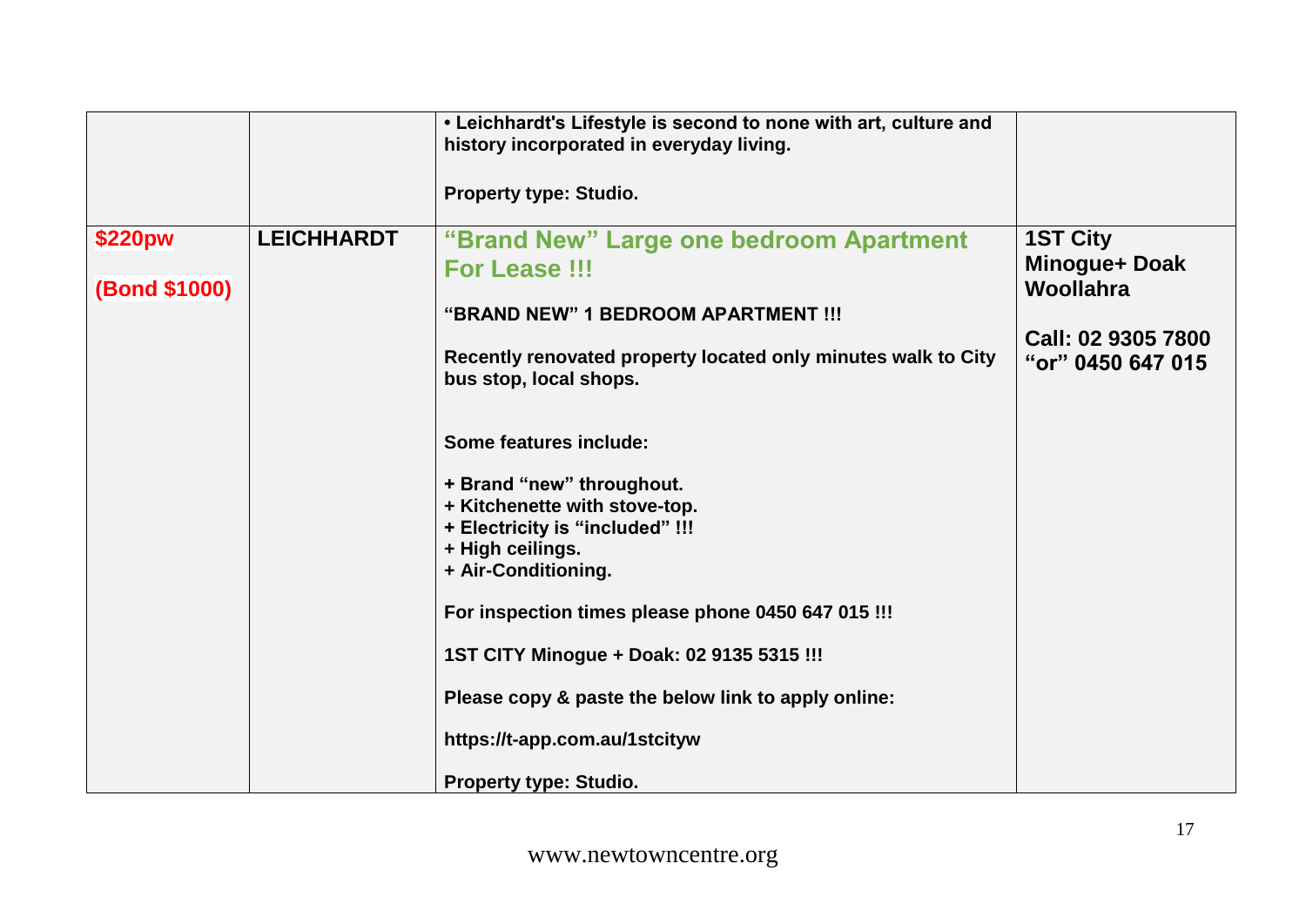| | | | |
|---|---|---|---|
| | | **• Leichhardt's Lifestyle is second to none with art, culture and history incorporated in everyday living.**<br><br>**Property type: Studio.** | |
| **$220pw**<br><br>**(Bond $1000)** | **LEICHHARDT** | **"Brand New" Large one bedroom Apartment For Lease !!!**<br><br>**"BRAND NEW" 1 BEDROOM APARTMENT !!!**<br><br>**Recently renovated property located only minutes walk to City bus stop, local shops.**<br><br>**Some features include:**<br><br>**+ Brand "new" throughout.**<br>**+ Kitchenette with stove-top.**<br>**+ Electricity is "included" !!!**<br>**+ High ceilings.**<br>**+ Air-Conditioning.**<br><br>**For inspection times please phone 0450 647 015 !!!**<br><br>**1ST CITY Minogue + Doak: 02 9135 5315 !!!**<br><br>**Please copy & paste the below link to apply online:**<br><br>**https://t-app.com.au/1stcityw**<br><br>**Property type: Studio.** | **1ST City Minogue+ Doak Woollahra**<br><br>**Call: 02 9305 7800 "or" 0450 647 015** |

www.newtowncentre.org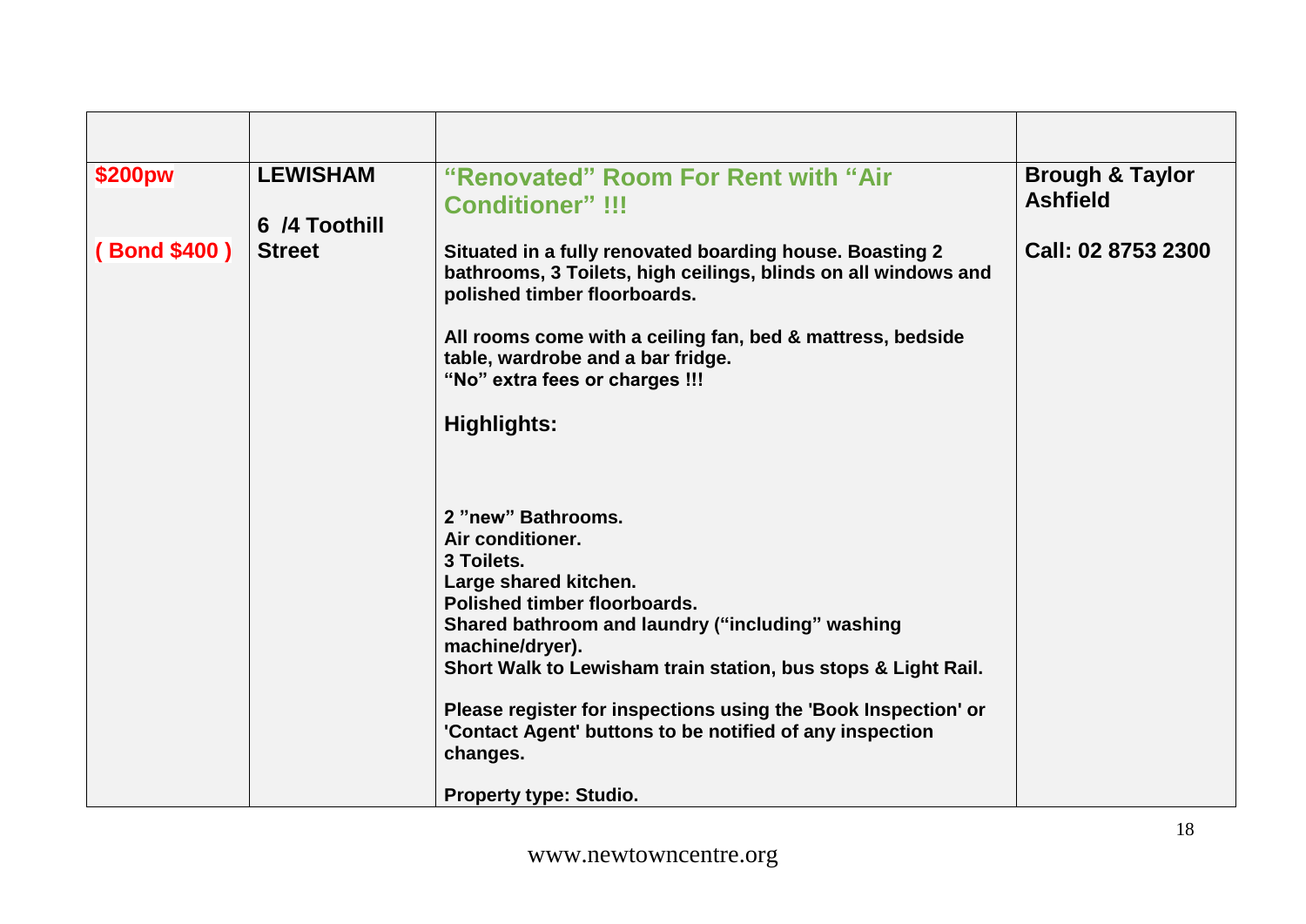| | | | |
|---|---|---|---|
| **$200pw**<br><br>**( Bond $400 )** | **LEWISHAM**<br><br>**6 /4 Toothill Street** | **"Renovated" Room For Rent with "Air Conditioner" !!!**<br><br>**Situated in a fully renovated boarding house. Boasting 2 bathrooms, 3 Toilets, high ceilings, blinds on all windows and polished timber floorboards.**<br><br>**All rooms come with a ceiling fan, bed & mattress, bedside table, wardrobe and a bar fridge.**<br>**"No" extra fees or charges !!!**<br><br>**Highlights:**<br><br>**2 "new" Bathrooms.**<br>**Air conditioner.**<br>**3 Toilets.**<br>**Large shared kitchen.**<br>**Polished timber floorboards.**<br>**Shared bathroom and laundry ("including" washing machine/dryer).**<br>**Short Walk to Lewisham train station, bus stops & Light Rail.**<br><br>**Please register for inspections using the 'Book Inspection' or 'Contact Agent' buttons to be notified of any inspection changes.**<br><br>**Property type: Studio.** | **Brough & Taylor Ashfield**<br><br>**Call: 02 8753 2300** |

www.newtowncentre.org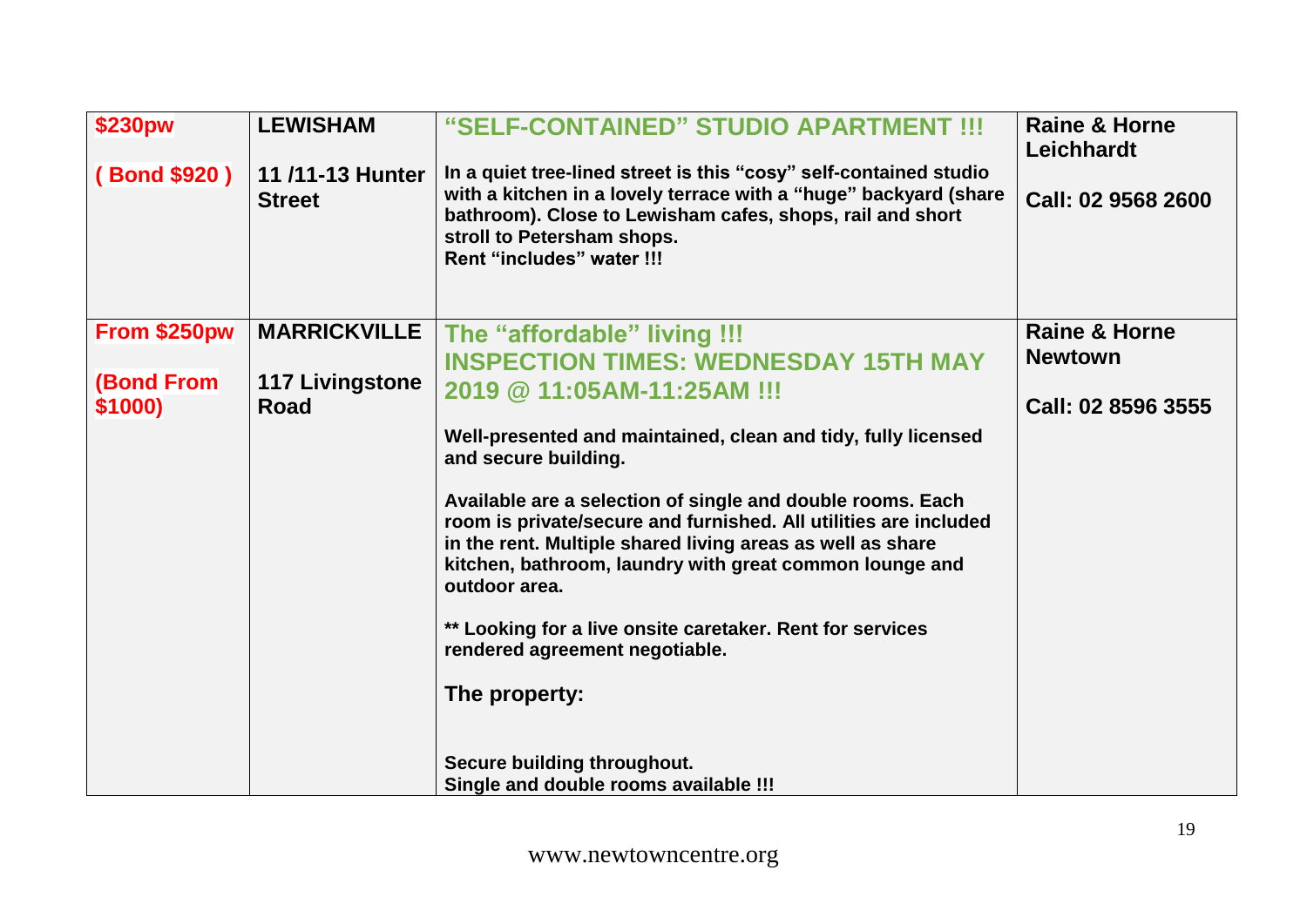| | | | |
|---|---|---|---|
| **$230pw**<br><br>**( Bond $920 )** | **LEWISHAM**<br><br>**11 /11-13 Hunter Street** | **"SELF-CONTAINED" STUDIO APARTMENT !!!**<br><br>**In a quiet tree-lined street is this "cosy" self-contained studio with a kitchen in a lovely terrace with a "huge" backyard (share bathroom). Close to Lewisham cafes, shops, rail and short stroll to Petersham shops.**<br>**Rent "includes" water !!!** | **Raine & Horne Leichhardt**<br><br>**Call: 02 9568 2600** |
| **From $250pw**<br><br>**(Bond From $1000)** | **MARRICKVILLE**<br><br>**117 Livingstone Road** | **The "affordable" living !!!**<br>**INSPECTION TIMES: WEDNESDAY 15TH MAY 2019 @ 11:05AM-11:25AM !!!**<br><br>**Well-presented and maintained, clean and tidy, fully licensed and secure building.**<br><br>**Available are a selection of single and double rooms. Each room is private/secure and furnished. All utilities are included in the rent. Multiple shared living areas as well as share kitchen, bathroom, laundry with great common lounge and outdoor area.**<br><br>**** Looking for a live onsite caretaker. Rent for services rendered agreement negotiable.**<br><br>**The property:**<br><br>**Secure building throughout.**<br>**Single and double rooms available !!!** | **Raine & Horne Newtown**<br><br>**Call: 02 8596 3555** |

www.newtowncentre.org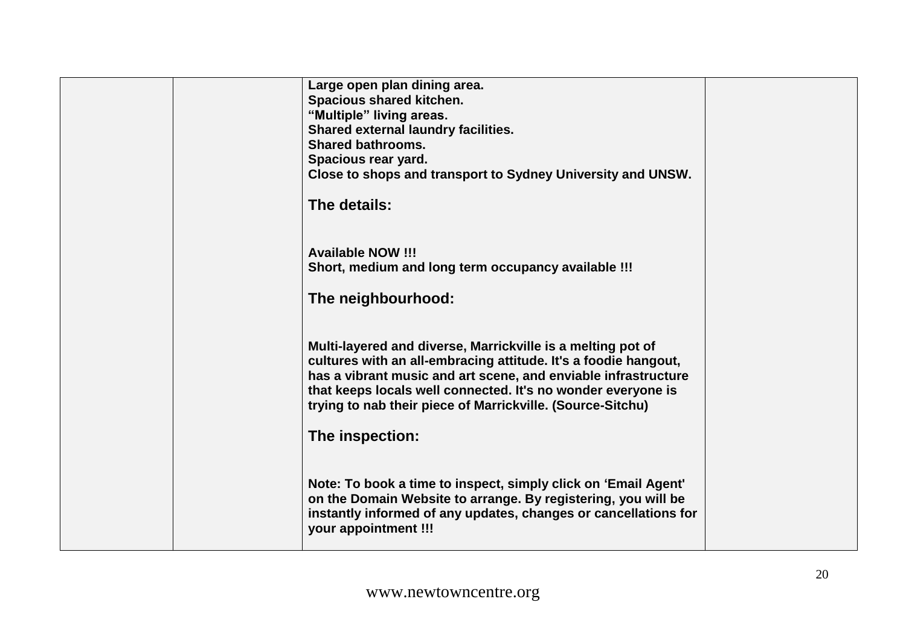| | | Large open plan dining area.<br>Spacious shared kitchen.<br>"Multiple" living areas.<br>Shared external laundry facilities.<br>Shared bathrooms.<br>Spacious rear yard.<br>Close to shops and transport to Sydney University and UNSW.<br><br>**The details:**<br><br>Available NOW !!!<br>Short, medium and long term occupancy available !!!<br><br>**The neighbourhood:**<br><br>Multi-layered and diverse, Marrickville is a melting pot of cultures with an all-embracing attitude. It's a foodie hangout, has a vibrant music and art scene, and enviable infrastructure that keeps locals well connected. It's no wonder everyone is trying to nab their piece of Marrickville. (Source-Sitchu)<br><br>**The inspection:**<br><br>Note: To book a time to inspect, simply click on 'Email Agent' on the Domain Website to arrange. By registering, you will be instantly informed of any updates, changes or cancellations for your appointment !!! | |
|---|---|---|---|

www.newtowncentre.org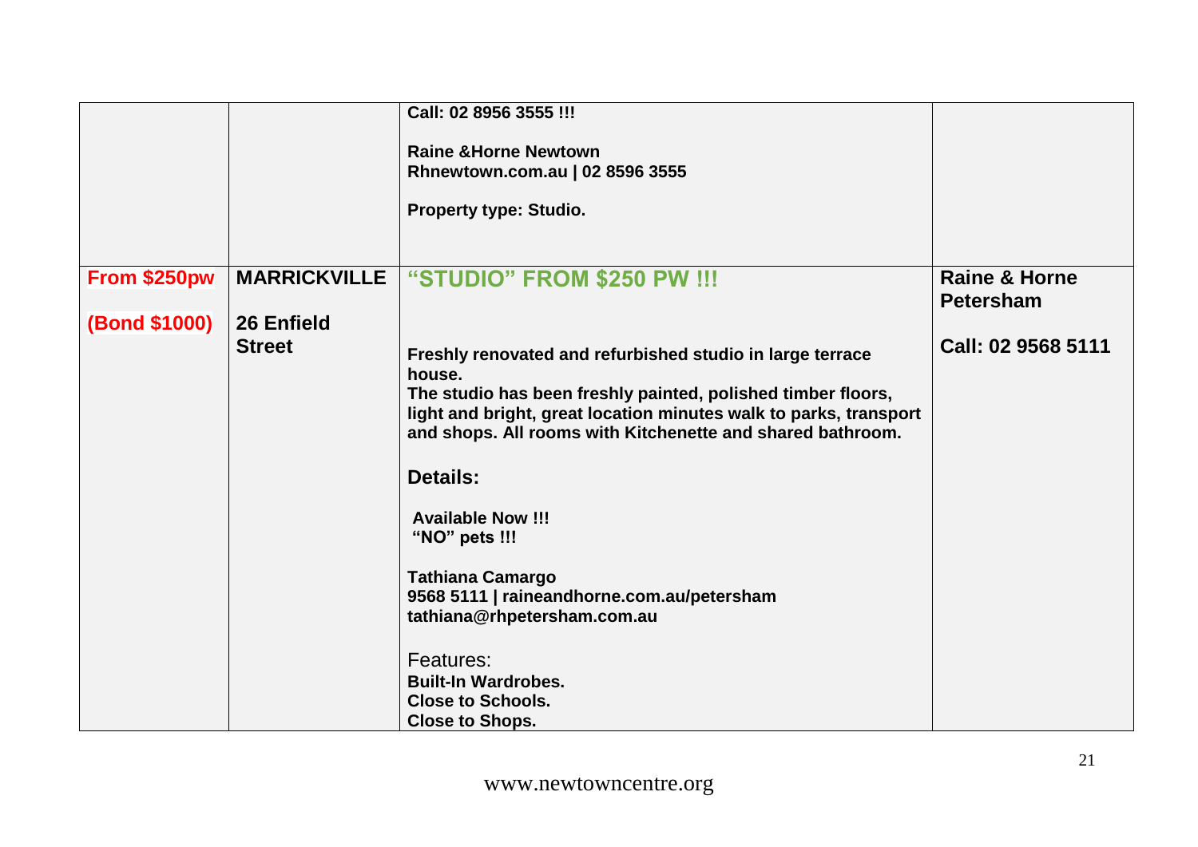| | | | |
|---|---|---|---|
| | | **Call: 02 8956 3555 !!!**<br><br>**Raine &Horne Newtown**<br>**Rhnewtown.com.au \| 02 8596 3555**<br><br>**Property type: Studio.** | |
| **From $250pw**<br><br>**(Bond $1000)** | **MARRICKVILLE**<br><br>**26 Enfield Street** | **"STUDIO" FROM $250 PW !!!**<br><br>**Freshly renovated and refurbished studio in large terrace house.**<br>**The studio has been freshly painted, polished timber floors, light and bright, great location minutes walk to parks, transport and shops. All rooms with Kitchenette and shared bathroom.**<br><br>**Details:**<br><br>**Available Now !!!**<br>**"NO" pets !!!**<br><br>**Tathiana Camargo**<br>**9568 5111 \| raineandhorne.com.au/petersham**<br>**tathiana@rhpetersham.com.au**<br><br>Features:<br>**Built-In Wardrobes.**<br>**Close to Schools.**<br>**Close to Shops.** | **Raine & Horne Petersham**<br><br>**Call: 02 9568 5111** |

www.newtowncentre.org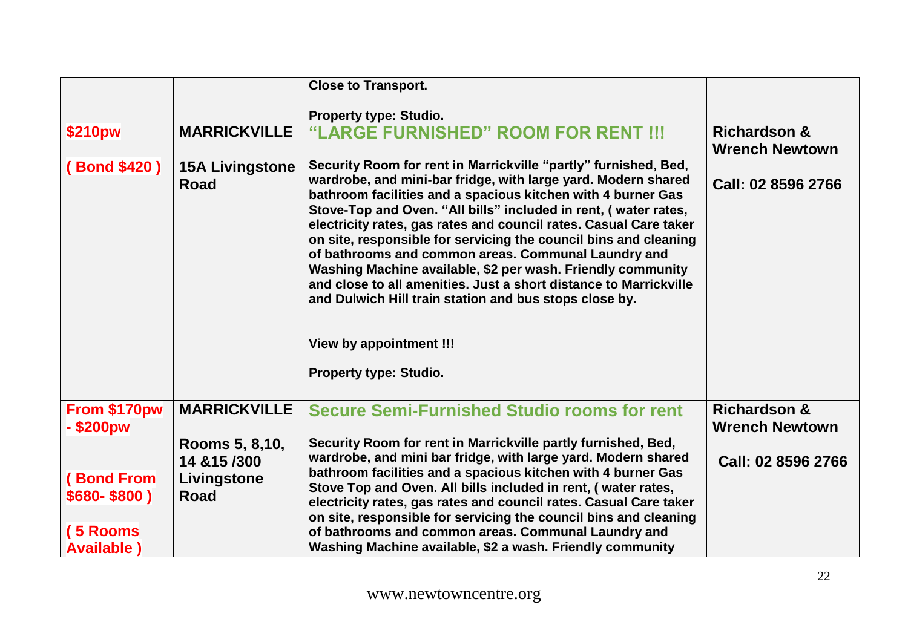| | | | |
|---|---|---|---|
| | | **Close to Transport.**<br><br>**Property type: Studio.** | |
| **$210pw**<br><br>**( Bond $420 )** | **MARRICKVILLE**<br><br>**15A Livingstone Road** | **“LARGE FURNISHED” ROOM FOR RENT !!!**<br><br>**Security Room for rent in Marrickville “partly” furnished, Bed, wardrobe, and mini-bar fridge, with large yard. Modern shared bathroom facilities and a spacious kitchen with 4 burner Gas Stove-Top and Oven. “All bills” included in rent, ( water rates, electricity rates, gas rates and council rates. Casual Care taker on site, responsible for servicing the council bins and cleaning of bathrooms and common areas. Communal Laundry and Washing Machine available, $2 per wash. Friendly community and close to all amenities. Just a short distance to Marrickville and Dulwich Hill train station and bus stops close by.**<br><br>**View by appointment !!!**<br><br>**Property type: Studio.** | **Richardson & Wrench Newtown**<br><br>**Call: 02 8596 2766** |
| **From $170pw - $200pw**<br><br>**( Bond From $680- $800 )**<br><br>**( 5 Rooms Available )** | **MARRICKVILLE**<br><br>**Rooms 5, 8,10, 14 &15 /300 Livingstone Road** | **Secure Semi-Furnished Studio rooms for rent**<br><br>**Security Room for rent in Marrickville partly furnished, Bed, wardrobe, and mini bar fridge, with large yard. Modern shared bathroom facilities and a spacious kitchen with 4 burner Gas Stove Top and Oven. All bills included in rent, ( water rates, electricity rates, gas rates and council rates. Casual Care taker on site, responsible for servicing the council bins and cleaning of bathrooms and common areas. Communal Laundry and Washing Machine available, $2 a wash. Friendly community** | **Richardson & Wrench Newtown**<br><br>**Call: 02 8596 2766** |

www.newtowncentre.org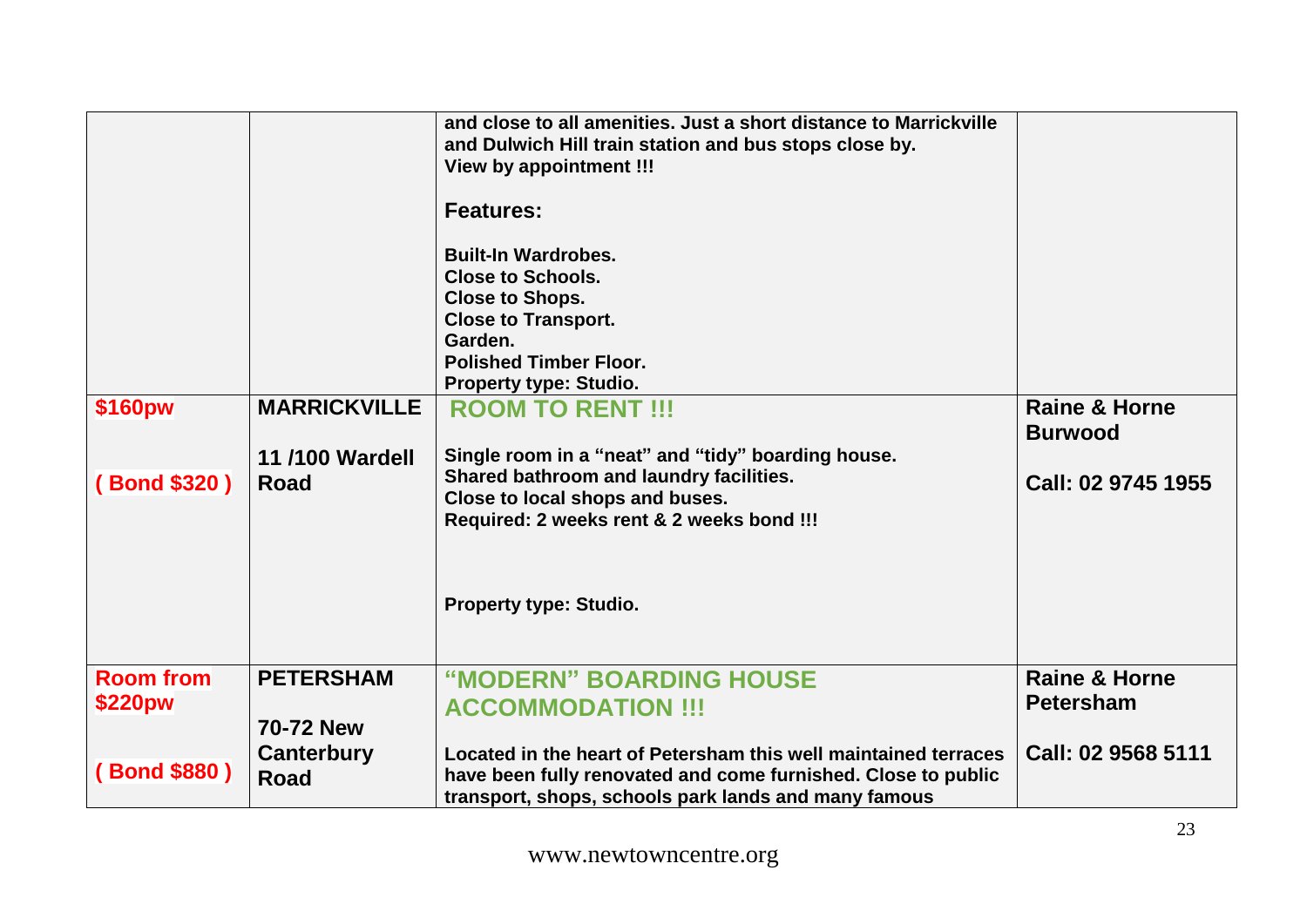| | | | |
|---|---|---|---|
| | | **and close to all amenities. Just a short distance to Marrickville and Dulwich Hill train station and bus stops close by.**<br>**View by appointment !!!**<br><br>**Features:**<br><br>**Built-In Wardrobes.**<br>**Close to Schools.**<br>**Close to Shops.**<br>**Close to Transport.**<br>**Garden.**<br>**Polished Timber Floor.**<br>**Property type: Studio.** | |
| **$160pw**<br><br>**( Bond $320 )** | **MARRICKVILLE**<br><br>**11 /100 Wardell Road** | **ROOM TO RENT !!!**<br><br>**Single room in a "neat" and "tidy" boarding house.**<br>**Shared bathroom and laundry facilities.**<br>**Close to local shops and buses.**<br>**Required: 2 weeks rent & 2 weeks bond !!!**<br><br>**Property type: Studio.** | **Raine & Horne Burwood**<br><br>**Call: 02 9745 1955** |
| **Room from $220pw**<br><br>**( Bond $880 )** | **PETERSHAM**<br><br>**70-72 New Canterbury Road** | **"MODERN" BOARDING HOUSE ACCOMMODATION !!!**<br><br>**Located in the heart of Petersham this well maintained terraces have been fully renovated and come furnished. Close to public transport, shops, schools park lands and many famous** | **Raine & Horne Petersham**<br><br>**Call: 02 9568 5111** |

www.newtowncentre.org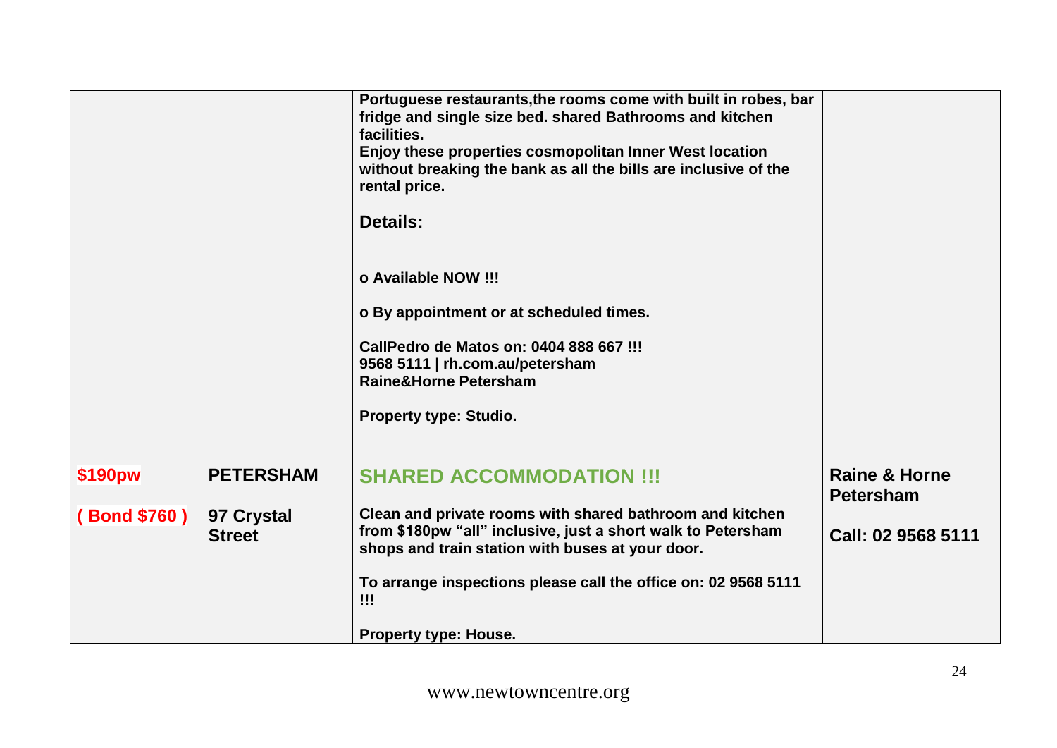| | | | |
|---|---|---|---|
| | | **Portuguese restaurants,the rooms come with built in robes, bar fridge and single size bed. shared Bathrooms and kitchen facilities.**<br>**Enjoy these properties cosmopolitan Inner West location without breaking the bank as all the bills are inclusive of the rental price.**<br><br>**Details:**<br><br>**o Available NOW !!!**<br><br>**o By appointment or at scheduled times.**<br><br>**CallPedro de Matos on: 0404 888 667 !!!**<br>**9568 5111 \| rh.com.au/petersham**<br>**Raine&Horne Petersham**<br><br>**Property type: Studio.** | |
| **$190pw**<br><br>**( Bond $760 )** | **PETERSHAM**<br><br>**97 Crystal Street** | **SHARED ACCOMMODATION !!!**<br><br>**Clean and private rooms with shared bathroom and kitchen from $180pw "all" inclusive, just a short walk to Petersham shops and train station with buses at your door.**<br><br>**To arrange inspections please call the office on: 02 9568 5111 !!!**<br><br>**Property type: House.** | **Raine & Horne Petersham**<br><br>**Call: 02 9568 5111** |

www.newtowncentre.org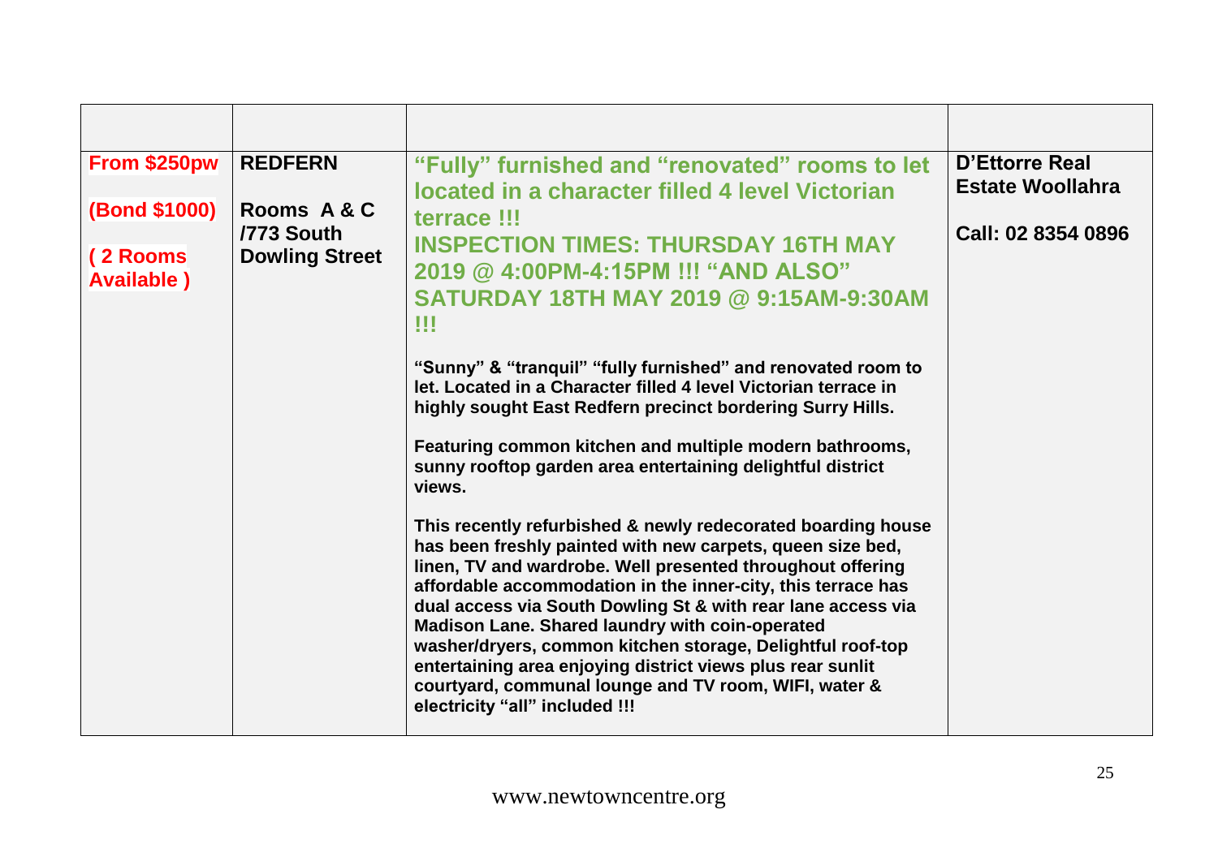| | | | |
|---|---|---|---|
| **From $250pw**<br><br>**(Bond $1000)**<br><br>**( 2 Rooms Available )** | **REDFERN**<br><br>**Rooms A & C /773 South Dowling Street** | **"Fully" furnished and "renovated" rooms to let located in a character filled 4 level Victorian terrace !!!**<br>**INSPECTION TIMES: THURSDAY 16TH MAY 2019 @ 4:00PM-4:15PM !!! "AND ALSO" SATURDAY 18TH MAY 2019 @ 9:15AM-9:30AM !!!**<br><br>**"Sunny" & "tranquil" "fully furnished" and renovated room to let. Located in a Character filled 4 level Victorian terrace in highly sought East Redfern precinct bordering Surry Hills.**<br><br>**Featuring common kitchen and multiple modern bathrooms, sunny rooftop garden area entertaining delightful district views.**<br><br>**This recently refurbished & newly redecorated boarding house has been freshly painted with new carpets, queen size bed, linen, TV and wardrobe. Well presented throughout offering affordable accommodation in the inner-city, this terrace has dual access via South Dowling St & with rear lane access via Madison Lane. Shared laundry with coin-operated washer/dryers, common kitchen storage, Delightful roof-top entertaining area enjoying district views plus rear sunlit courtyard, communal lounge and TV room, WIFI, water & electricity "all" included !!!** | **D'Ettorre Real Estate Woollahra**<br><br>**Call: 02 8354 0896** |

www.newtowncentre.org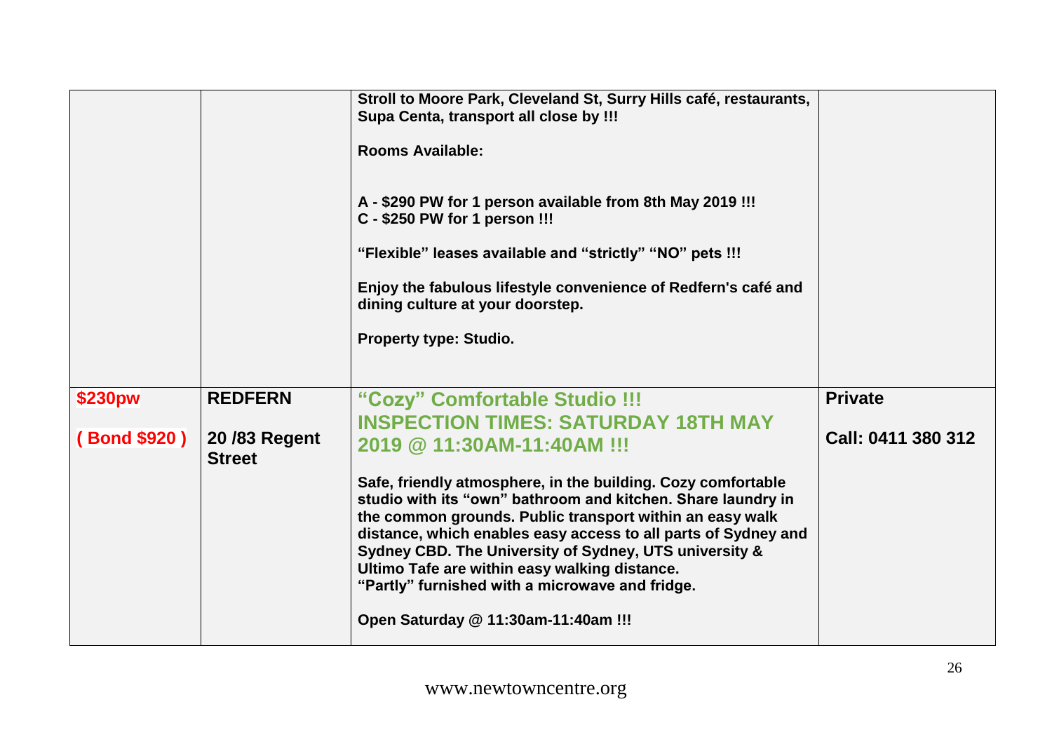| | | | |
|---|---|---|---|
| | | **Stroll to Moore Park, Cleveland St, Surry Hills café, restaurants, Supa Centa, transport all close by !!!**<br><br>**Rooms Available:**<br><br>**A - $290 PW for 1 person available from 8th May 2019 !!!**<br>**C - $250 PW for 1 person !!!**<br><br>**“Flexible” leases available and “strictly” “NO” pets !!!**<br><br>**Enjoy the fabulous lifestyle convenience of Redfern's café and dining culture at your doorstep.**<br><br>**Property type: Studio.** | |
| **$230pw**<br><br>**( Bond $920 )** | **REDFERN**<br><br>**20 /83 Regent Street** | **“Cozy” Comfortable Studio !!!**<br>**INSPECTION TIMES: SATURDAY 18TH MAY 2019 @ 11:30AM-11:40AM !!!**<br><br>**Safe, friendly atmosphere, in the building. Cozy comfortable studio with its “own” bathroom and kitchen. Share laundry in the common grounds. Public transport within an easy walk distance, which enables easy access to all parts of Sydney and Sydney CBD. The University of Sydney, UTS university & Ultimo Tafe are within easy walking distance.**<br>**“Partly” furnished with a microwave and fridge.**<br><br>**Open Saturday @ 11:30am-11:40am !!!** | **Private**<br><br>**Call: 0411 380 312** |

www.newtowncentre.org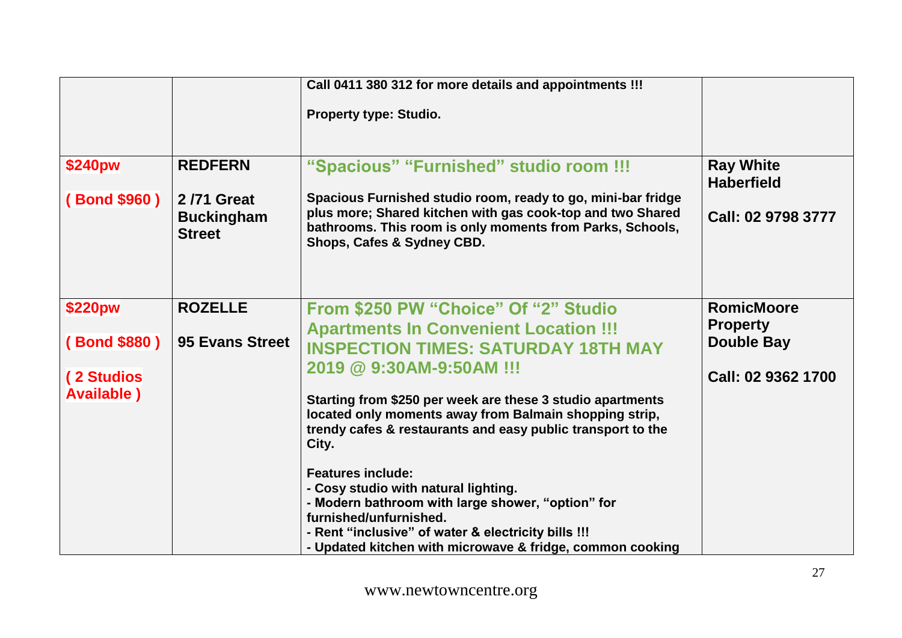| | | | |
|---|---|---|---|
| | | **Call 0411 380 312 for more details and appointments !!!**<br><br>**Property type: Studio.** | |
| **$240pw**<br><br>**( Bond $960 )** | **REDFERN**<br><br>**2 /71 Great Buckingham Street** | **"Spacious" "Furnished" studio room !!!**<br><br>**Spacious Furnished studio room, ready to go, mini-bar fridge plus more; Shared kitchen with gas cook-top and two Shared bathrooms. This room is only moments from Parks, Schools, Shops, Cafes & Sydney CBD.** | **Ray White Haberfield**<br><br>**Call: 02 9798 3777** |
| **$220pw**<br><br>**( Bond $880 )**<br><br>**( 2 Studios Available )** | **ROZELLE**<br><br>**95 Evans Street** | **From $250 PW "Choice" Of "2" Studio Apartments In Convenient Location !!! INSPECTION TIMES: SATURDAY 18TH MAY 2019 @ 9:30AM-9:50AM !!!**<br><br>**Starting from $250 per week are these 3 studio apartments located only moments away from Balmain shopping strip, trendy cafes & restaurants and easy public transport to the City.**<br><br>**Features include:**<br>**- Cosy studio with natural lighting.**<br>**- Modern bathroom with large shower, "option" for furnished/unfurnished.**<br>**- Rent "inclusive" of water & electricity bills !!!**<br>**- Updated kitchen with microwave & fridge, common cooking** | **RomicMoore Property Double Bay**<br><br>**Call: 02 9362 1700** |

www.newtowncentre.org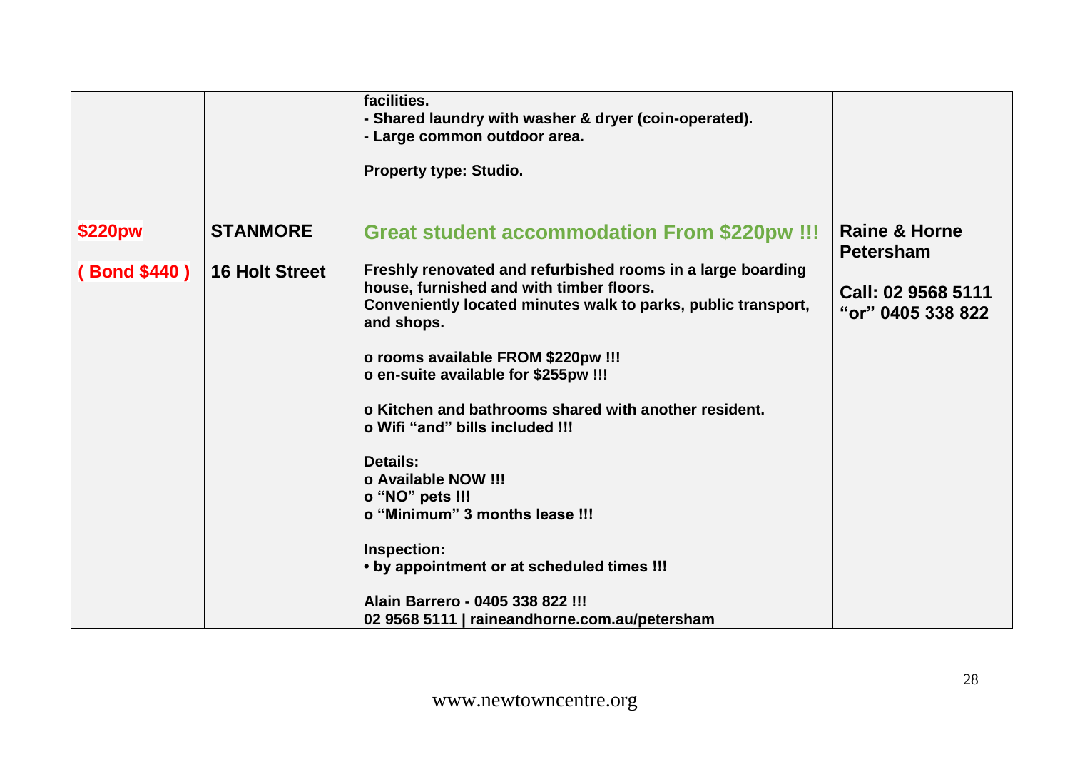| | | | |
|---|---|---|---|
| | | **facilities.**<br>**- Shared laundry with washer & dryer (coin-operated).**<br>**- Large common outdoor area.**<br><br>**Property type: Studio.** | |
| **$220pw**<br><br>**( Bond $440 )** | **STANMORE**<br><br>**16 Holt Street** | **Great student accommodation From $220pw !!!**<br><br>**Freshly renovated and refurbished rooms in a large boarding house, furnished and with timber floors.**<br>**Conveniently located minutes walk to parks, public transport, and shops.**<br><br>**o rooms available FROM $220pw !!!**<br>**o en-suite available for $255pw !!!**<br><br>**o Kitchen and bathrooms shared with another resident.**<br>**o Wifi "and" bills included !!!**<br><br>**Details:**<br>**o Available NOW !!!**<br>**o "NO" pets !!!**<br>**o "Minimum" 3 months lease !!!**<br><br>**Inspection:**<br>**• by appointment or at scheduled times !!!**<br><br>**Alain Barrero - 0405 338 822 !!!**<br>**02 9568 5111 \| raineandhorne.com.au/petersham** | **Raine & Horne Petersham**<br><br>**Call: 02 9568 5111 "or" 0405 338 822** |

www.newtowncentre.org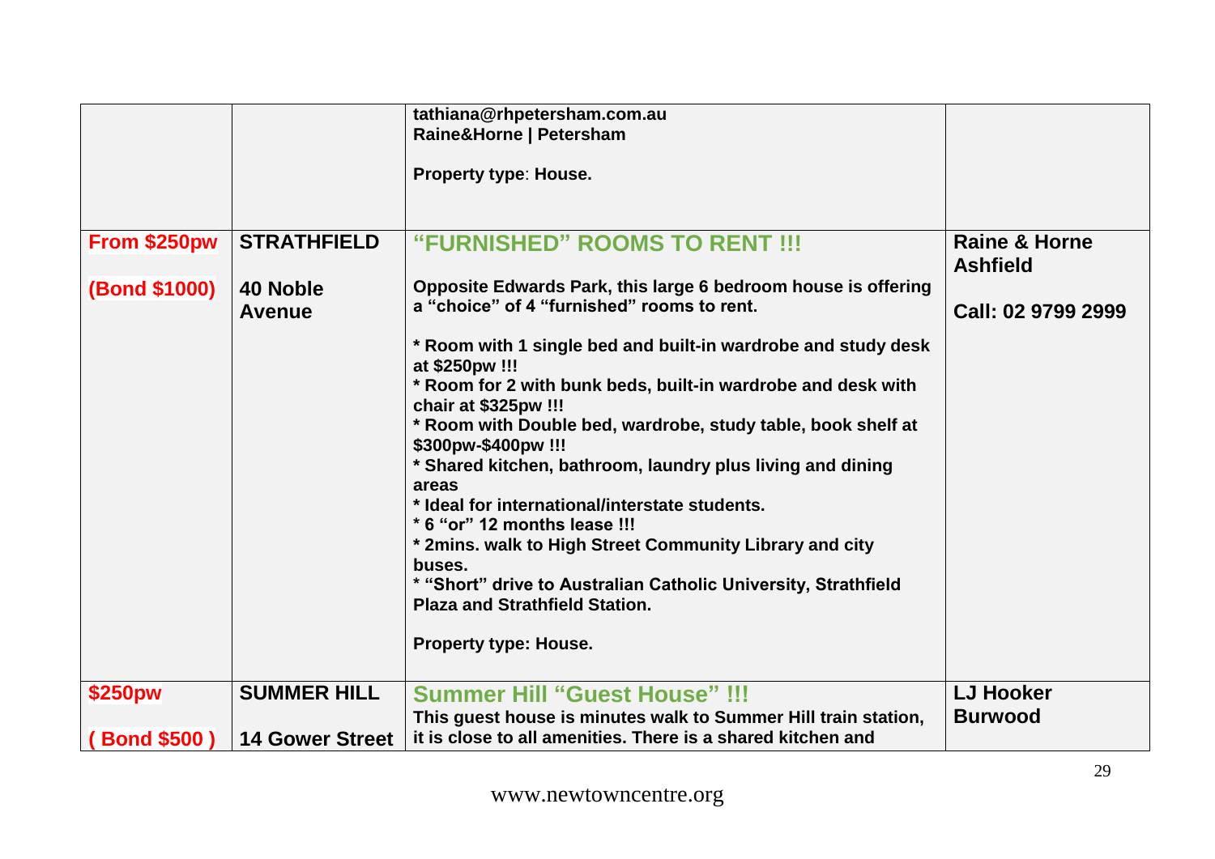| | | | |
|---|---|---|---|
| | | tathiana@rhpetersham.com.au<br>Raine&Horne \| Petersham<br><br>Property type: House. | |
| **From $250pw**<br><br>**(Bond $1000)** | **STRATHFIELD**<br><br>**40 Noble Avenue** | **“FURNISHED” ROOMS TO RENT !!!**<br><br>Opposite Edwards Park, this large 6 bedroom house is offering a “choice” of 4 “furnished” rooms to rent.<br><br>* Room with 1 single bed and built-in wardrobe and study desk at $250pw !!!<br>* Room for 2 with bunk beds, built-in wardrobe and desk with chair at $325pw !!!<br>* Room with Double bed, wardrobe, study table, book shelf at $300pw-$400pw !!!<br>* Shared kitchen, bathroom, laundry plus living and dining areas<br>* Ideal for international/interstate students.<br>* 6 “or” 12 months lease !!!<br>* 2mins. walk to High Street Community Library and city buses.<br>* “Short” drive to Australian Catholic University, Strathfield Plaza and Strathfield Station.<br><br>Property type: House. | **Raine & Horne Ashfield**<br><br>**Call: 02 9799 2999** |
| **$250pw**<br><br>**( Bond $500 )** | **SUMMER HILL**<br><br>**14 Gower Street** | **Summer Hill “Guest House” !!!**<br>This guest house is minutes walk to Summer Hill train station, it is close to all amenities. There is a shared kitchen and | **LJ Hooker Burwood** |

www.newtowncentre.org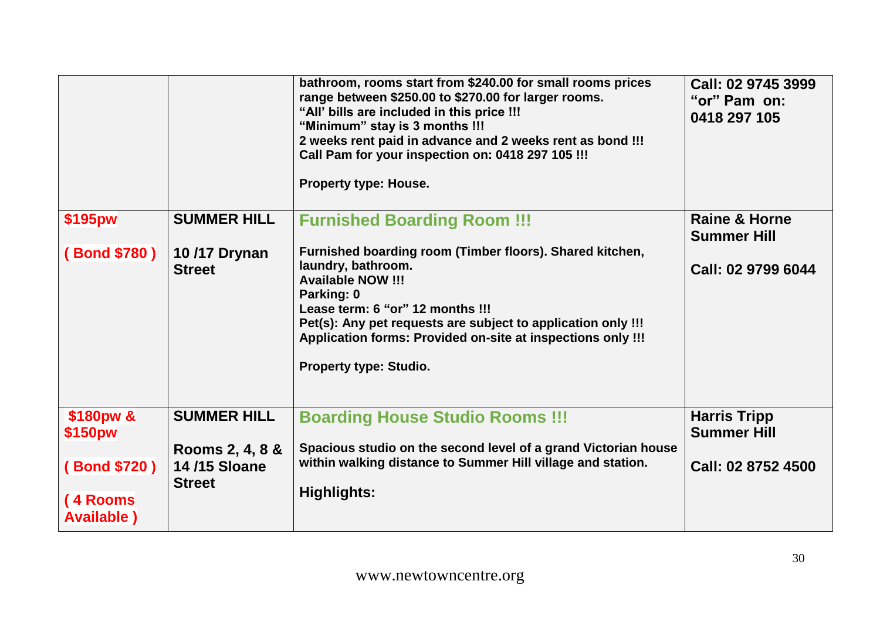| | | | |
|---|---|---|---|
| | | bathroom, rooms start from $240.00 for small rooms prices range between $250.00 to $270.00 for larger rooms.<br>"All' bills are included in this price !!!<br>"Minimum" stay is 3 months !!!<br>2 weeks rent paid in advance and 2 weeks rent as bond !!!<br>Call Pam for your inspection on: 0418 297 105 !!!<br><br>Property type: House. | Call: 02 9745 3999 "or" Pam on: 0418 297 105 |
| $195pw<br><br>( Bond $780 ) | SUMMER HILL<br><br>10 /17 Drynan Street | **Furnished Boarding Room !!!**<br><br>Furnished boarding room (Timber floors). Shared kitchen, laundry, bathroom.<br>Available NOW !!!<br>Parking: 0<br>Lease term: 6 "or" 12 months !!!<br>Pet(s): Any pet requests are subject to application only !!!<br>Application forms: Provided on-site at inspections only !!!<br><br>Property type: Studio. | Raine & Horne Summer Hill<br><br>Call: 02 9799 6044 |
| $180pw & $150pw<br><br>( Bond $720 )<br><br>( 4 Rooms Available ) | SUMMER HILL<br><br>Rooms 2, 4, 8 & 14 /15 Sloane Street | **Boarding House Studio Rooms !!!**<br><br>Spacious studio on the second level of a grand Victorian house within walking distance to Summer Hill village and station.<br><br>Highlights: | Harris Tripp Summer Hill<br><br>Call: 02 8752 4500 |

www.newtowncentre.org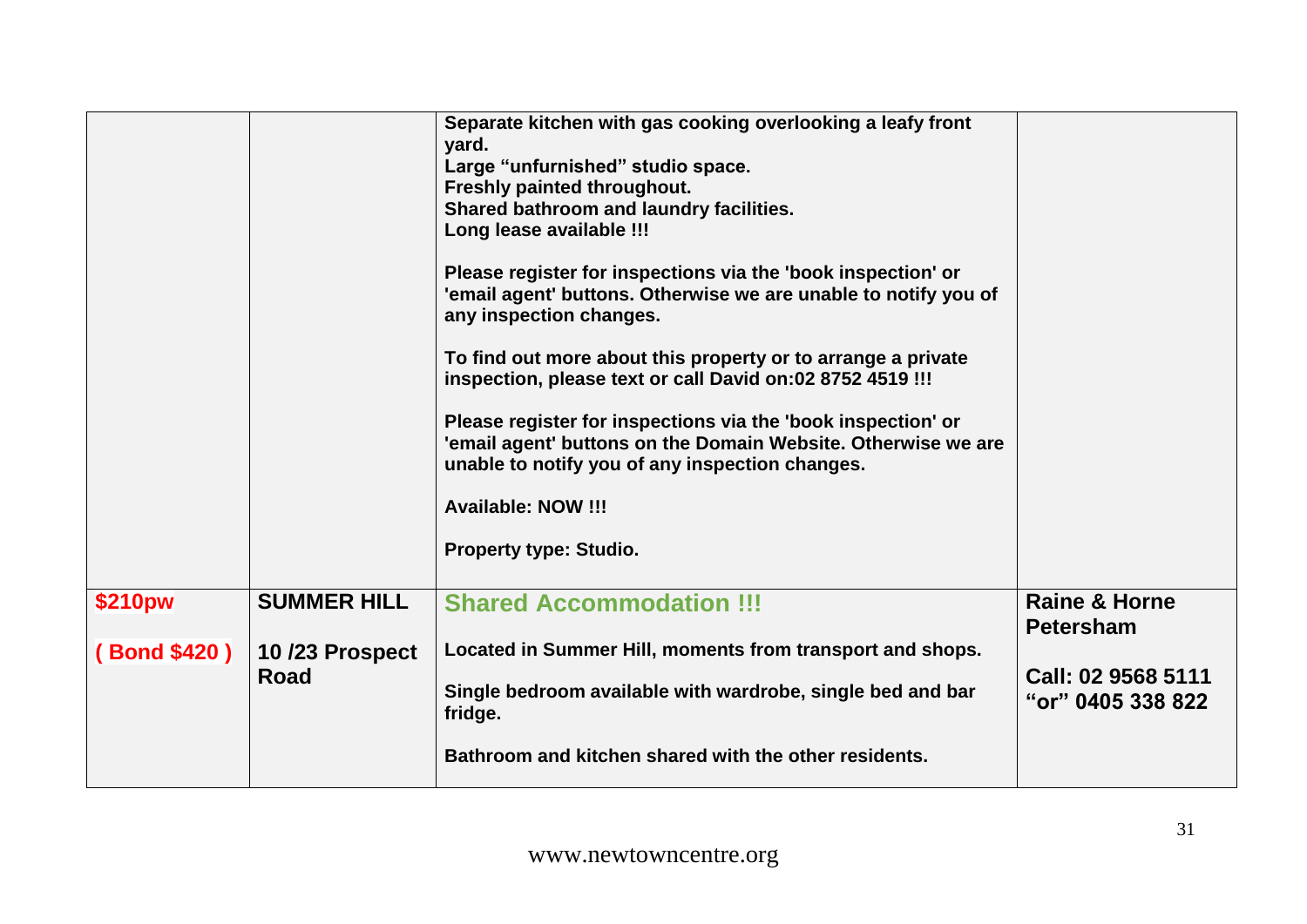| | | | |
|---|---|---|---|
| | | Separate kitchen with gas cooking overlooking a leafy front yard.<br>Large "unfurnished" studio space.<br>Freshly painted throughout.<br>Shared bathroom and laundry facilities.<br>Long lease available !!!<br><br>Please register for inspections via the 'book inspection' or 'email agent' buttons. Otherwise we are unable to notify you of any inspection changes.<br><br>To find out more about this property or to arrange a private inspection, please text or call David on:02 8752 4519 !!!<br><br>Please register for inspections via the 'book inspection' or 'email agent' buttons on the Domain Website. Otherwise we are unable to notify you of any inspection changes.<br><br>Available: NOW !!!<br><br>Property type: Studio. | |
| **$210pw**<br><br>**( Bond $420 )** | **SUMMER HILL**<br><br>**10 /23 Prospect Road** | **Shared Accommodation !!!**<br><br>Located in Summer Hill, moments from transport and shops.<br><br>Single bedroom available with wardrobe, single bed and bar fridge.<br><br>Bathroom and kitchen shared with the other residents. | **Raine & Horne Petersham**<br><br>**Call: 02 9568 5111 "or" 0405 338 822** |

www.newtowncentre.org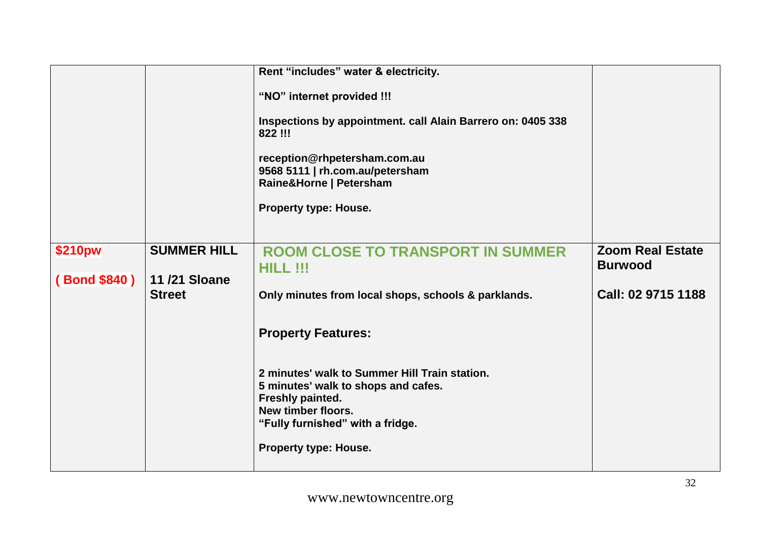| | | | |
|---|---|---|---|
| | | **Rent "includes" water & electricity.**<br><br>**"NO" internet provided !!!**<br><br>**Inspections by appointment. call Alain Barrero on: 0405 338 822 !!!**<br><br>**reception@rhpetersham.com.au**<br>**9568 5111 \| rh.com.au/petersham**<br>**Raine&Horne \| Petersham**<br><br>**Property type: House.** | |
| **$210pw**<br><br>**( Bond $840 )** | **SUMMER HILL**<br><br>**11 /21 Sloane Street** | **ROOM CLOSE TO TRANSPORT IN SUMMER HILL !!!**<br><br>**Only minutes from local shops, schools & parklands.**<br><br>**Property Features:**<br><br>**2 minutes' walk to Summer Hill Train station.**<br>**5 minutes' walk to shops and cafes.**<br>**Freshly painted.**<br>**New timber floors.**<br>**"Fully furnished" with a fridge.**<br><br>**Property type: House.** | **Zoom Real Estate Burwood**<br><br>**Call: 02 9715 1188** |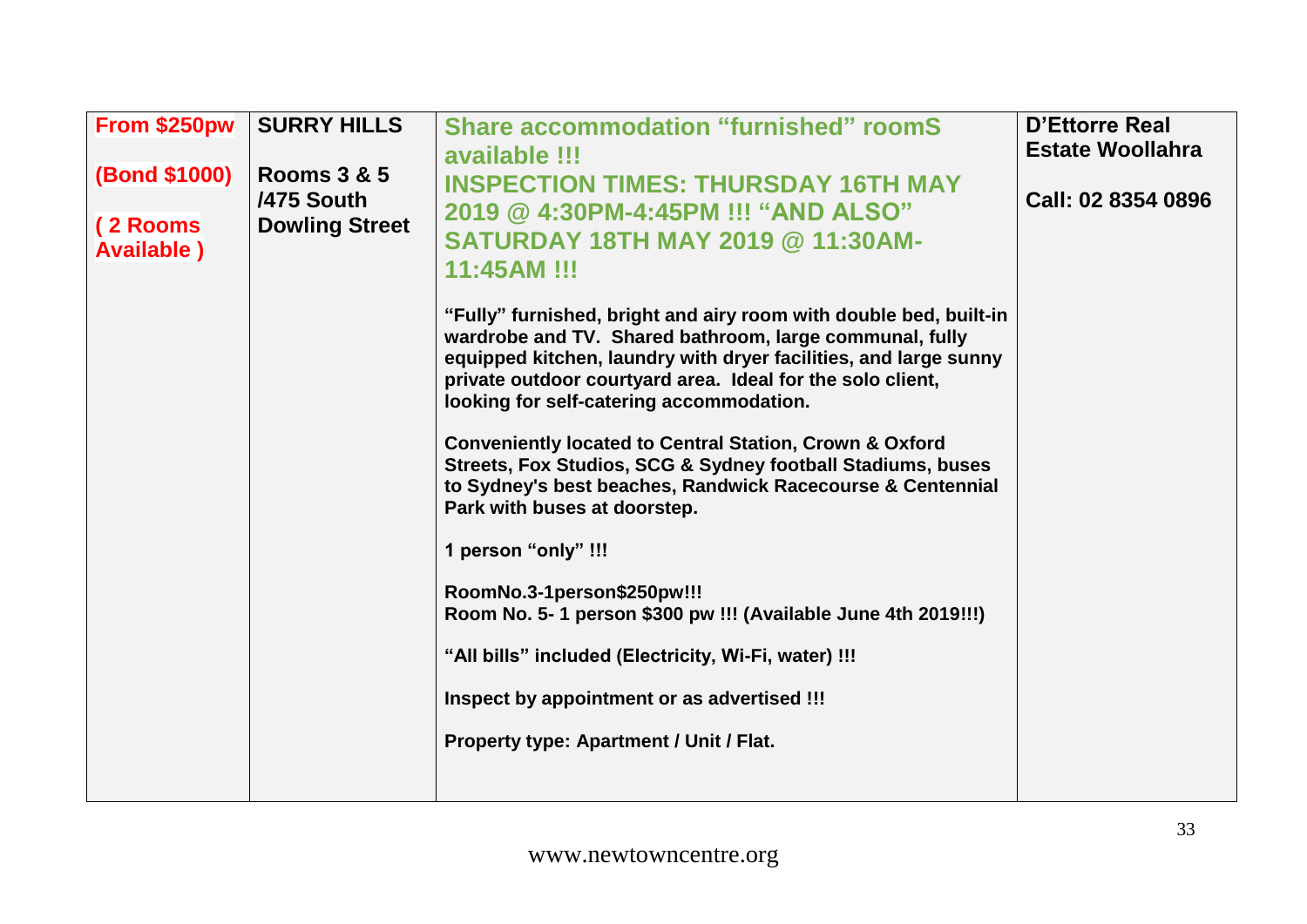| From $250pw (Bond $1000) ( 2 Rooms Available ) | SURRY HILLS Rooms 3 & 5 /475 South Dowling Street | Share accommodation "furnished" roomS available !!! INSPECTION TIMES: THURSDAY 16TH MAY 2019 @ 4:30PM-4:45PM !!! "AND ALSO" SATURDAY 18TH MAY 2019 @ 11:30AM-11:45AM !!!<br><br>"Fully" furnished, bright and airy room with double bed, built-in wardrobe and TV. Shared bathroom, large communal, fully equipped kitchen, laundry with dryer facilities, and large sunny private outdoor courtyard area. Ideal for the solo client, looking for self-catering accommodation.<br><br>Conveniently located to Central Station, Crown & Oxford Streets, Fox Studios, SCG & Sydney football Stadiums, buses to Sydney's best beaches, Randwick Racecourse & Centennial Park with buses at doorstep.<br><br>1 person "only" !!!<br><br>RoomNo.3-1person$250pw!!!<br>Room No. 5- 1 person $300 pw !!! (Available June 4th 2019!!!)<br><br>"All bills" included (Electricity, Wi-Fi, water) !!!<br><br>Inspect by appointment or as advertised !!!<br><br>Property type: Apartment / Unit / Flat. | D'Ettorre Real Estate Woollahra<br><br>Call: 02 8354 0896 |
|---|---|---|---|

www.newtowncentre.org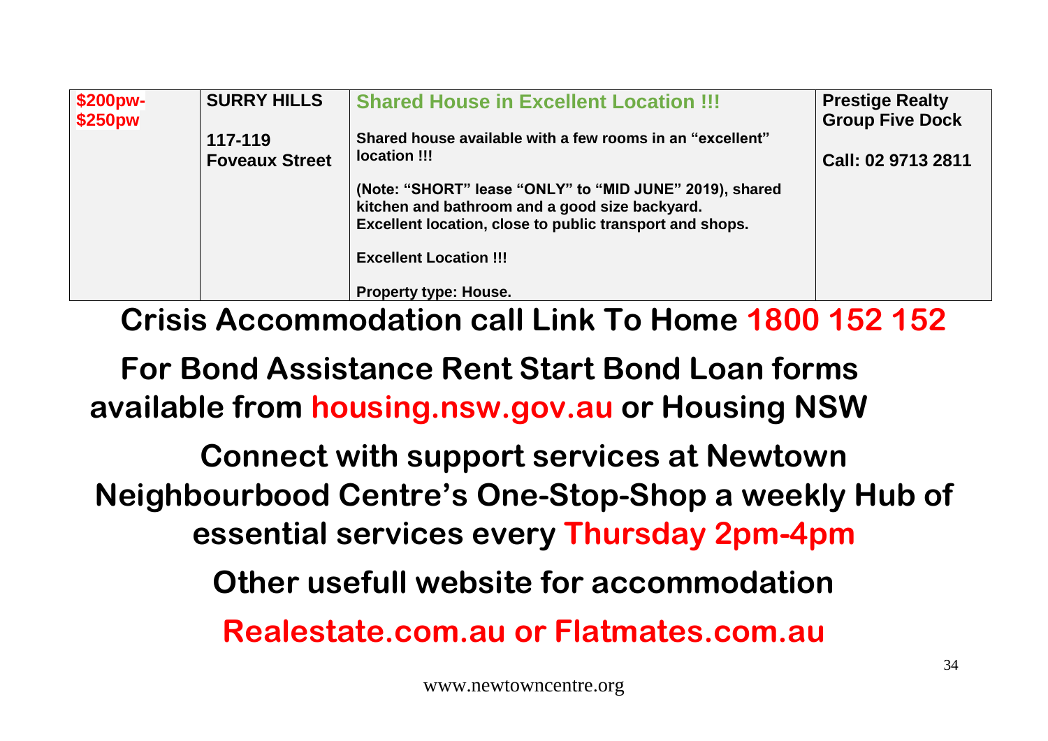| | | | |
|---|---|---|---|
| **$200pw-$250pw** | **SURRY HILLS**<br><br>**117-119 Foveaux Street** | **Shared House in Excellent Location !!!**<br><br>**Shared house available with a few rooms in an "excellent" location !!!**<br><br>**(Note: "SHORT" lease "ONLY" to "MID JUNE" 2019), shared kitchen and bathroom and a good size backyard. Excellent location, close to public transport and shops.**<br><br>**Excellent Location !!!**<br><br>**Property type: House.** | **Prestige Realty Group Five Dock**<br><br>**Call: 02 9713 2811** |

**Crisis Accommodation call Link To Home 1800 152 152**

**For Bond Assistance Rent Start Bond Loan forms available from housing.nsw.gov.au or Housing NSW**

**Connect with support services at Newtown Neighbourbood Centre's One-Stop-Shop a weekly Hub of essential services every Thursday 2pm-4pm**

**Other usefull website for accommodation**

**Realestate.com.au or Flatmates.com.au**

www.newtowncentre.org